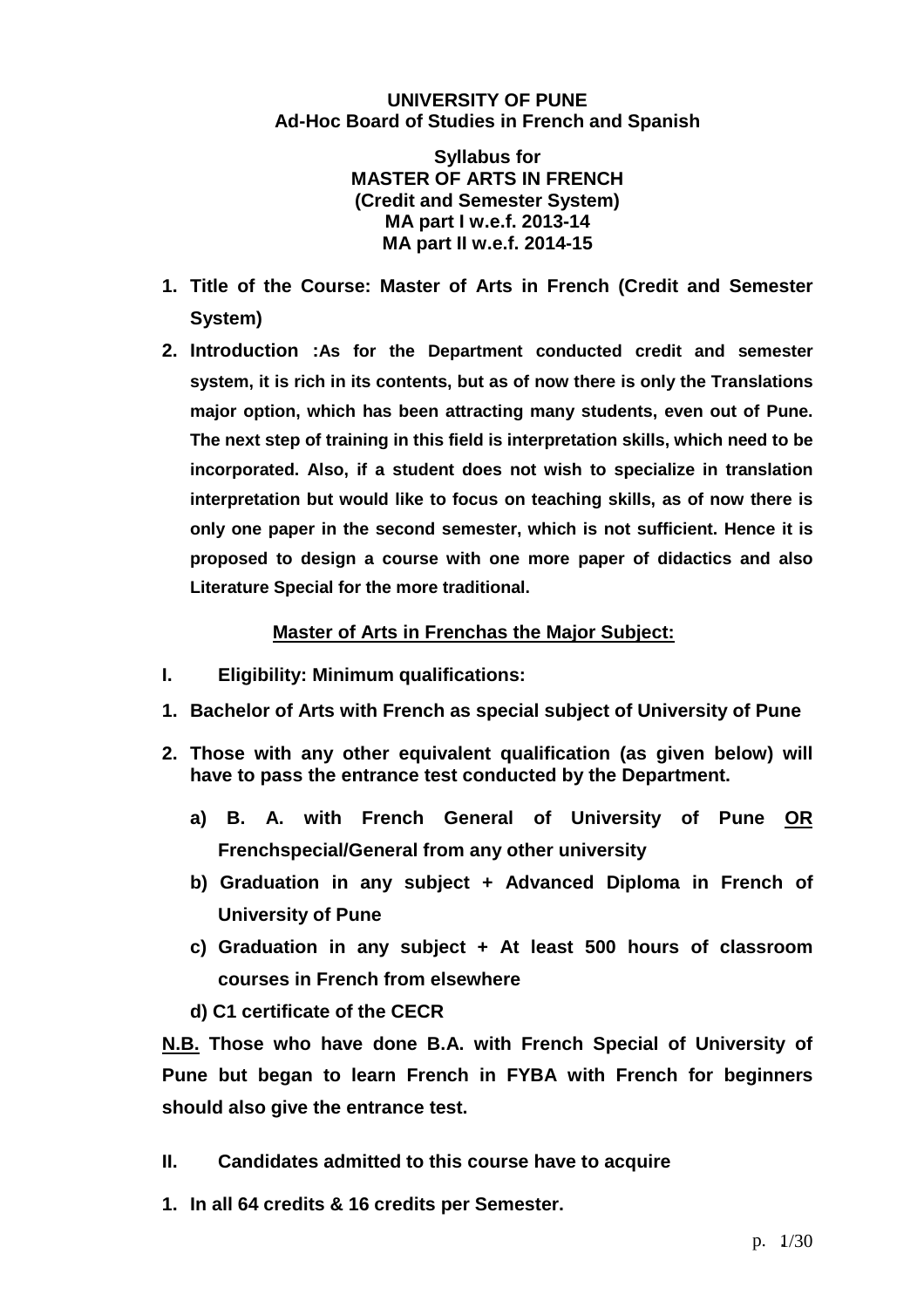**UNIVERSITY OF PUNE**
**Ad-Hoc Board of Studies in French and Spanish**

**Syllabus for**
**MASTER OF ARTS IN FRENCH**
**(Credit and Semester System)**
**MA part I w.e.f. 2013-14**
**MA part II w.e.f. 2014-15**

1. **Title of the Course: Master of Arts in French (Credit and Semester System)**
2. **Introduction :As for the Department conducted credit and semester system, it is rich in its contents, but as of now there is only the Translations major option, which has been attracting many students, even out of Pune. The next step of training in this field is interpretation skills, which need to be incorporated. Also, if a student does not wish to specialize in translation interpretation but would like to focus on teaching skills, as of now there is only one paper in the second semester, which is not sufficient. Hence it is proposed to design a course with one more paper of didactics and also Literature Special for the more traditional.**

**Master of Arts in Frenchas the Major Subject:**

**I. Eligibility: Minimum qualifications:**

1. **Bachelor of Arts with French as special subject of University of Pune**
2. **Those with any other equivalent qualification (as given below) will have to pass the entrance test conducted by the Department.**
   a) **B. A. with French General of University of Pune OR Frenchspecial/General from any other university**
   b) **Graduation in any subject + Advanced Diploma in French of University of Pune**
   c) **Graduation in any subject + At least 500 hours of classroom courses in French from elsewhere**
   d) **C1 certificate of the CECR**

**N.B. Those who have done B.A. with French Special of University of Pune but began to learn French in FYBA with French for beginners should also give the entrance test.**

**II. Candidates admitted to this course have to acquire**

1. **In all 64 credits & 16 credits per Semester.**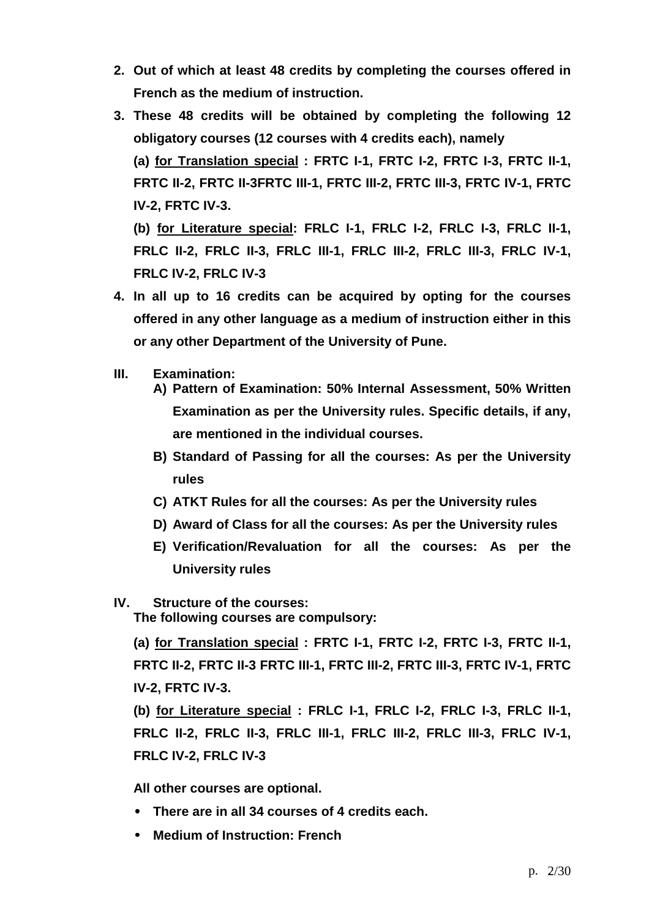2. **Out of which at least 48 credits by completing the courses offered in French as the medium of instruction.**
3. **These 48 credits will be obtained by completing the following 12 obligatory courses (12 courses with 4 credits each), namely**

   **(a) <u>for Translation special</u> : FRTC I-1, FRTC I-2, FRTC I-3, FRTC II-1, FRTC II-2, FRTC II-3FRTC III-1, FRTC III-2, FRTC III-3, FRTC IV-1, FRTC IV-2, FRTC IV-3.**

   **(b) <u>for Literature special</u>: FRLC I-1, FRLC I-2, FRLC I-3, FRLC II-1, FRLC II-2, FRLC II-3, FRLC III-1, FRLC III-2, FRLC III-3, FRLC IV-1, FRLC IV-2, FRLC IV-3**
4. **In all up to 16 credits can be acquired by opting for the courses offered in any other language as a medium of instruction either in this or any other Department of the University of Pune.**

## III. Examination:

A) **Pattern of Examination: 50% Internal Assessment, 50% Written Examination as per the University rules. Specific details, if any, are mentioned in the individual courses.**

B) **Standard of Passing for all the courses: As per the University rules**

C) **ATKT Rules for all the courses: As per the University rules**

D) **Award of Class for all the courses: As per the University rules**

E) **Verification/Revaluation for all the courses: As per the University rules**

## IV. Structure of the courses:

**The following courses are compulsory:**

**(a) <u>for Translation special</u> : FRTC I-1, FRTC I-2, FRTC I-3, FRTC II-1, FRTC II-2, FRTC II-3 FRTC III-1, FRTC III-2, FRTC III-3, FRTC IV-1, FRTC IV-2, FRTC IV-3.**

**(b) <u>for Literature special</u> : FRLC I-1, FRLC I-2, FRLC I-3, FRLC II-1, FRLC II-2, FRLC II-3, FRLC III-1, FRLC III-2, FRLC III-3, FRLC IV-1, FRLC IV-2, FRLC IV-3**

**All other courses are optional.**

- **There are in all 34 courses of 4 credits each.**
- **Medium of Instruction: French**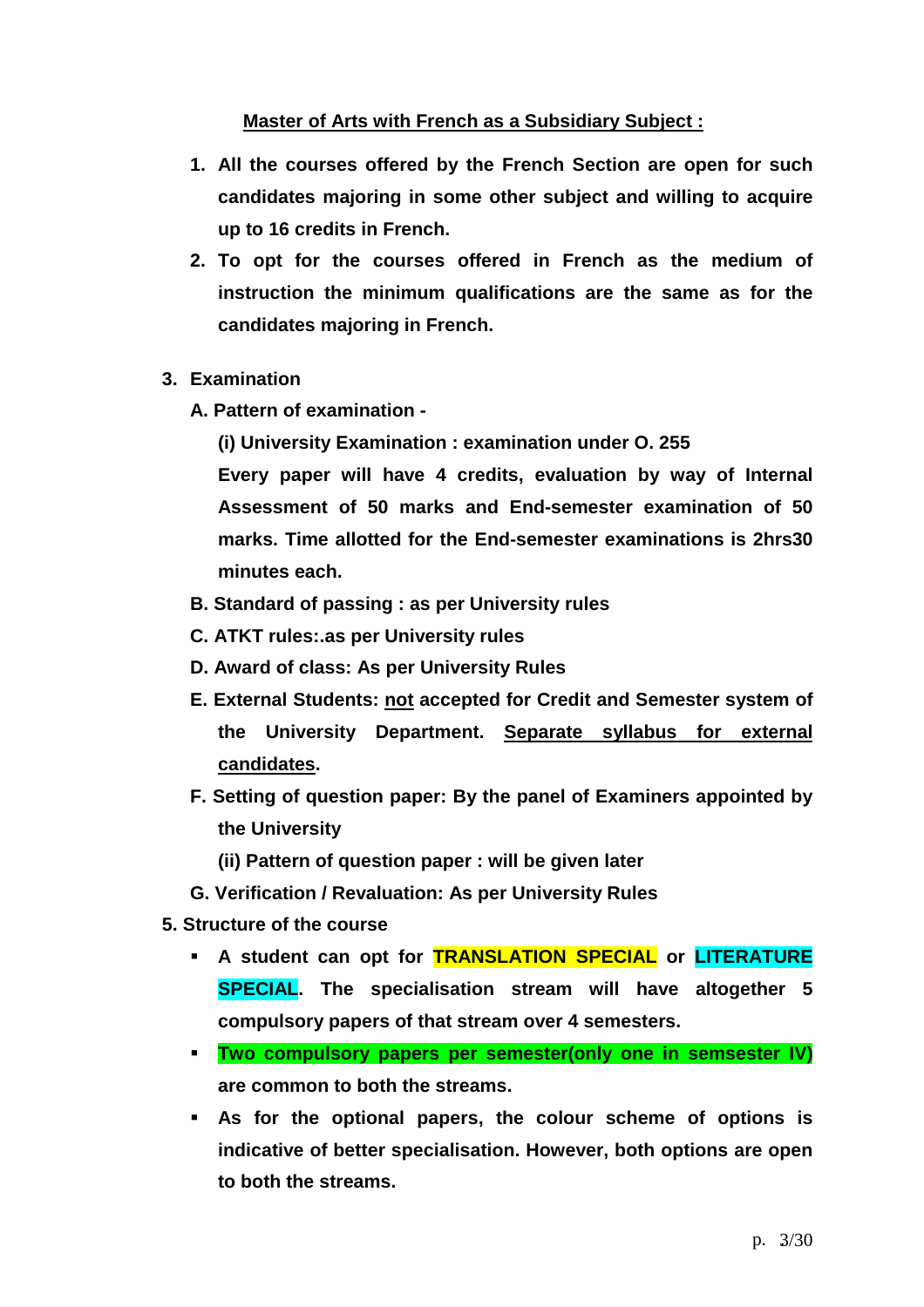## Master of Arts with French as a Subsidiary Subject :

1. **All the courses offered by the French Section are open for such candidates majoring in some other subject and willing to acquire up to 16 credits in French.**
2. **To opt for the courses offered in French as the medium of instruction the minimum qualifications are the same as for the candidates majoring in French.**

3. **Examination**

   **A. Pattern of examination -**

   **(i) University Examination : examination under O. 255**

   **Every paper will have 4 credits, evaluation by way of Internal Assessment of 50 marks and End-semester examination of 50 marks. Time allotted for the End-semester examinations is 2hrs30 minutes each.**

   **B. Standard of passing : as per University rules**

   **C. ATKT rules:.as per University rules**

   **D. Award of class: As per University Rules**

   **E. External Students: not accepted for Credit and Semester system of the University Department. Separate syllabus for external candidates.**

   **F. Setting of question paper: By the panel of Examiners appointed by the University**

   **(ii) Pattern of question paper : will be given later**

   **G. Verification / Revaluation: As per University Rules**

5. **Structure of the course**

   - **A student can opt for TRANSLATION SPECIAL or LITERATURE SPECIAL. The specialisation stream will have altogether 5 compulsory papers of that stream over 4 semesters.**
   - **Two compulsory papers per semester(only one in semsester IV) are common to both the streams.**
   - **As for the optional papers, the colour scheme of options is indicative of better specialisation. However, both options are open to both the streams.**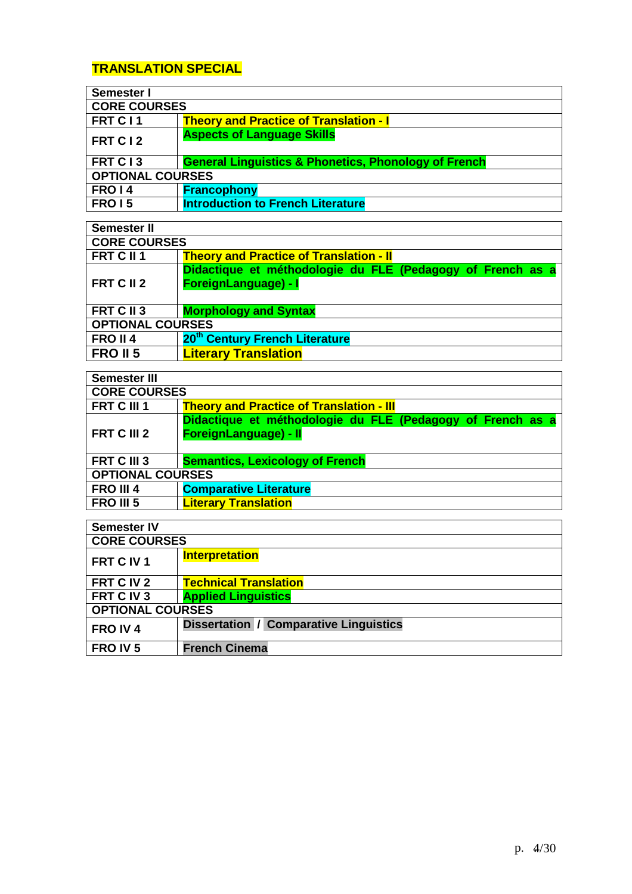## TRANSLATION SPECIAL

| Semester I | |
|---|---|
| **CORE COURSES** | |
| **FRT C I 1** | **Theory and Practice of Translation - I** |
| **FRT C I 2** | **Aspects of Language Skills** |
| **FRT C I 3** | **General Linguistics & Phonetics, Phonology of French** |
| **OPTIONAL COURSES** | |
| **FRO I 4** | **Francophony** |
| **FRO I 5** | **Introduction to French Literature** |

| Semester II | |
|---|---|
| **CORE COURSES** | |
| **FRT C II 1** | **Theory and Practice of Translation - II** |
| **FRT C II 2** | **Didactique et méthodologie du FLE (Pedagogy of French as a ForeignLanguage) - I** |
| **FRT C II 3** | **Morphology and Syntax** |
| **OPTIONAL COURSES** | |
| **FRO II 4** | **20th Century French Literature** |
| **FRO II 5** | **Literary Translation** |

| Semester III | |
|---|---|
| **CORE COURSES** | |
| **FRT C III 1** | **Theory and Practice of Translation - III** |
| **FRT C III 2** | **Didactique et méthodologie du FLE (Pedagogy of French as a ForeignLanguage) - II** |
| **FRT C III 3** | **Semantics, Lexicology of French** |
| **OPTIONAL COURSES** | |
| **FRO III 4** | **Comparative Literature** |
| **FRO III 5** | **Literary Translation** |

| Semester IV | |
|---|---|
| **CORE COURSES** | |
| **FRT C IV 1** | **Interpretation** |
| **FRT C IV 2** | **Technical Translation** |
| **FRT C IV 3** | **Applied Linguistics** |
| **OPTIONAL COURSES** | |
| **FRO IV 4** | **Dissertation / Comparative Linguistics** |
| **FRO IV 5** | **French Cinema** |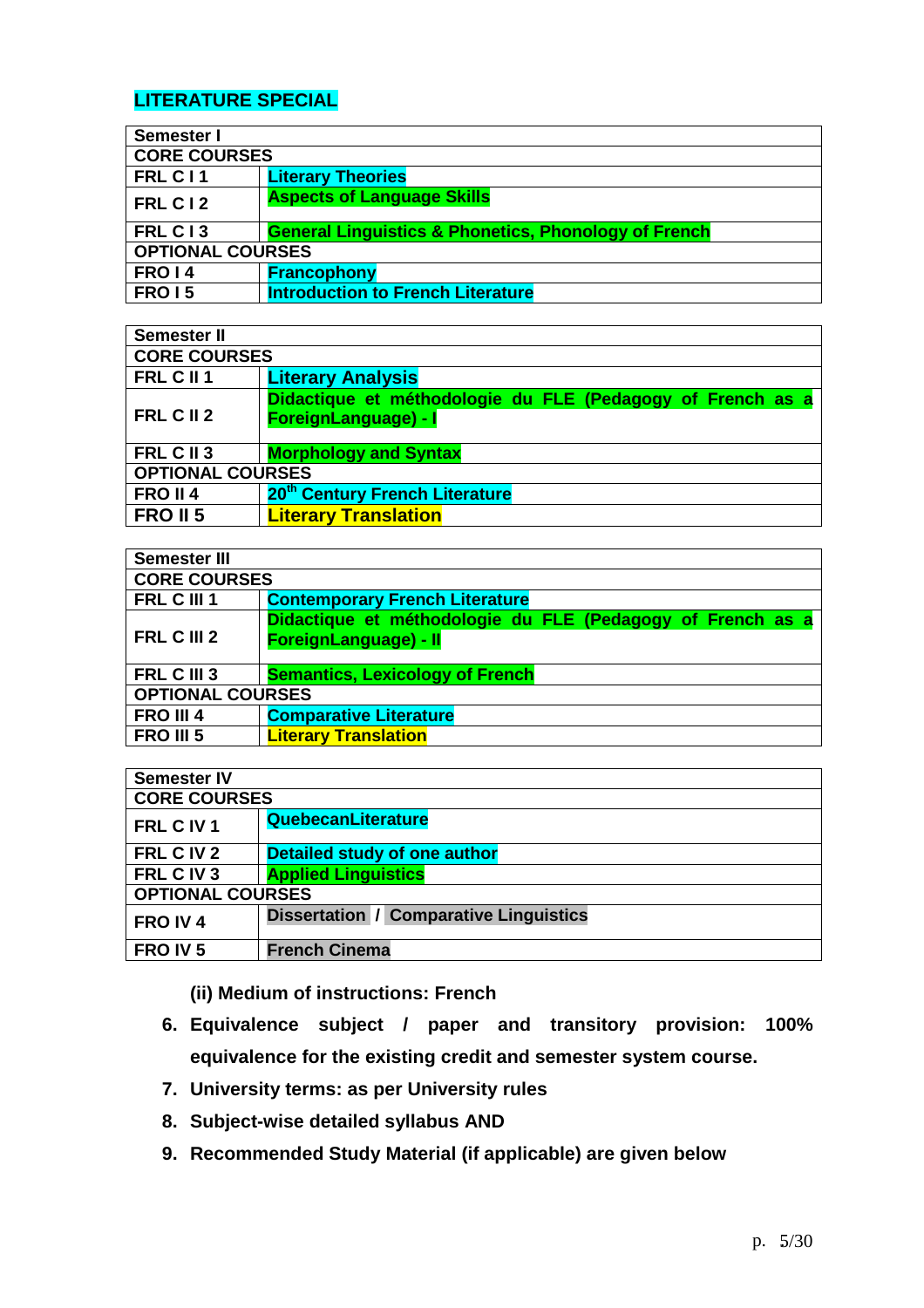## LITERATURE SPECIAL

| Semester I | |
|---|---|
| **CORE COURSES** | |
| FRL C I 1 | Literary Theories |
| FRL C I 2 | Aspects of Language Skills |
| FRL C I 3 | General Linguistics & Phonetics, Phonology of French |
| **OPTIONAL COURSES** | |
| FRO I 4 | Francophony |
| FRO I 5 | Introduction to French Literature |

| Semester II | |
|---|---|
| **CORE COURSES** | |
| FRL C II 1 | Literary Analysis |
| FRL C II 2 | Didactique et méthodologie du FLE (Pedagogy of French as a ForeignLanguage) - I |
| FRL C II 3 | Morphology and Syntax |
| **OPTIONAL COURSES** | |
| FRO II 4 | 20th Century French Literature |
| FRO II 5 | Literary Translation |

| Semester III | |
|---|---|
| **CORE COURSES** | |
| FRL C III 1 | Contemporary French Literature |
| FRL C III 2 | Didactique et méthodologie du FLE (Pedagogy of French as a ForeignLanguage) - II |
| FRL C III 3 | Semantics, Lexicology of French |
| **OPTIONAL COURSES** | |
| FRO III 4 | Comparative Literature |
| FRO III 5 | Literary Translation |

| Semester IV | |
|---|---|
| **CORE COURSES** | |
| FRL C IV 1 | QuebecanLiterature |
| FRL C IV 2 | Detailed study of one author |
| FRL C IV 3 | Applied Linguistics |
| **OPTIONAL COURSES** | |
| FRO IV 4 | Dissertation / Comparative Linguistics |
| FRO IV 5 | French Cinema |

**(ii) Medium of instructions: French**

6. **Equivalence subject / paper and transitory provision: 100% equivalence for the existing credit and semester system course.**
7. **University terms: as per University rules**
8. **Subject-wise detailed syllabus AND**
9. **Recommended Study Material (if applicable) are given below**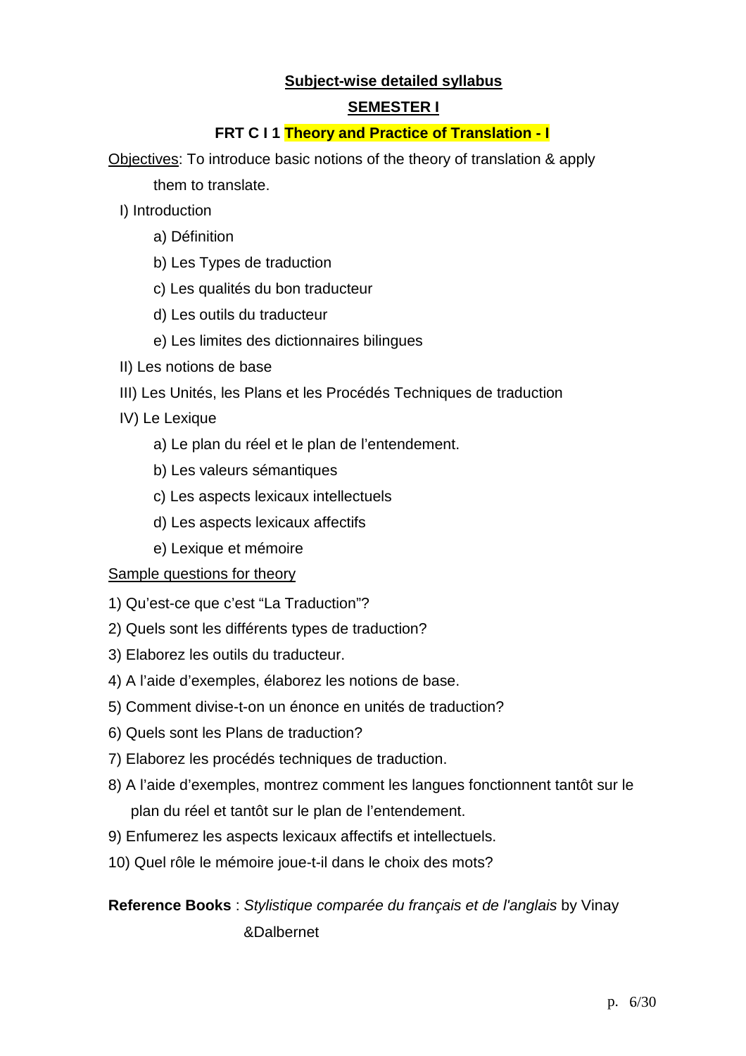## Subject-wise detailed syllabus

## SEMESTER I

### FRT C I 1 Theory and Practice of Translation - I

Objectives: To introduce basic notions of the theory of translation & apply them to translate.

I) Introduction

- a) Définition
- b) Les Types de traduction
- c) Les qualités du bon traducteur
- d) Les outils du traducteur
- e) Les limites des dictionnaires bilingues

II) Les notions de base

III) Les Unités, les Plans et les Procédés Techniques de traduction

IV) Le Lexique

- a) Le plan du réel et le plan de l'entendement.
- b) Les valeurs sémantiques
- c) Les aspects lexicaux intellectuels
- d) Les aspects lexicaux affectifs
- e) Lexique et mémoire

Sample questions for theory

1) Qu'est-ce que c'est "La Traduction"?
2) Quels sont les différents types de traduction?
3) Elaborez les outils du traducteur.
4) A l'aide d'exemples, élaborez les notions de base.
5) Comment divise-t-on un énonce en unités de traduction?
6) Quels sont les Plans de traduction?
7) Elaborez les procédés techniques de traduction.
8) A l'aide d'exemples, montrez comment les langues fonctionnent tantôt sur le plan du réel et tantôt sur le plan de l'entendement.
9) Enfumerez les aspects lexicaux affectifs et intellectuels.
10) Quel rôle le mémoire joue-t-il dans le choix des mots?

**Reference Books** : *Stylistique comparée du français et de l'anglais* by Vinay &Dalbernet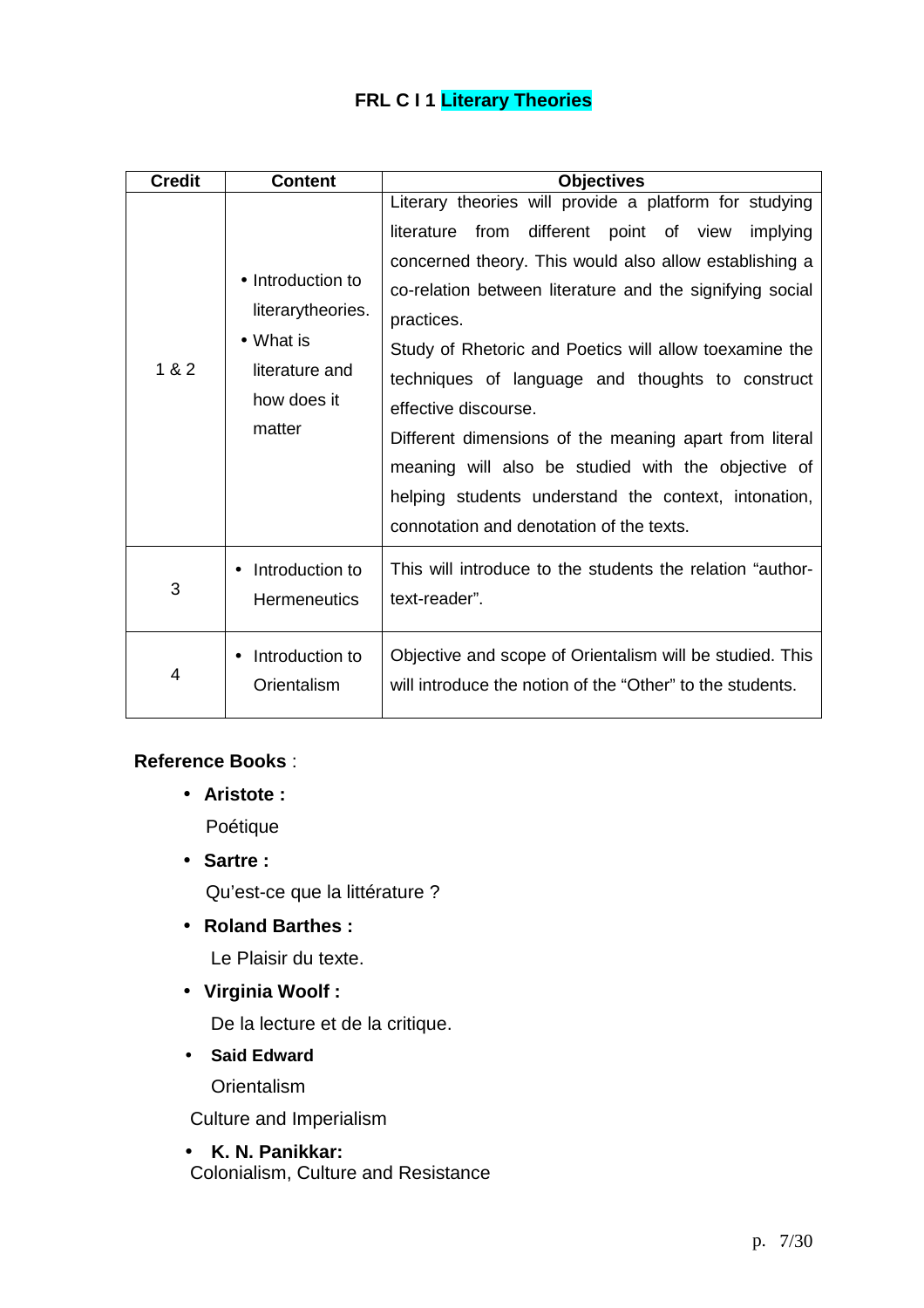# FRL C I 1 Literary Theories

| Credit | Content | Objectives |
|---|---|---|
| 1 & 2 | • Introduction to literarytheories.<br>• What is literature and how does it matter | Literary theories will provide a platform for studying literature from different point of view implying concerned theory. This would also allow establishing a co-relation between literature and the signifying social practices.<br>Study of Rhetoric and Poetics will allow toexamine the techniques of language and thoughts to construct effective discourse.<br>Different dimensions of the meaning apart from literal meaning will also be studied with the objective of helping students understand the context, intonation, connotation and denotation of the texts. |
| 3 | • Introduction to Hermeneutics | This will introduce to the students the relation "author-text-reader". |
| 4 | • Introduction to Orientalism | Objective and scope of Orientalism will be studied. This will introduce the notion of the "Other" to the students. |

**Reference Books** :

- **Aristote :**

  Poétique

- **Sartre :**

  Qu'est-ce que la littérature ?

- **Roland Barthes :**

  Le Plaisir du texte.

- **Virginia Woolf :**

  De la lecture et de la critique.

- **Said Edward**

  Orientalism

  Culture and Imperialism

- **K. N. Panikkar:**

  Colonialism, Culture and Resistance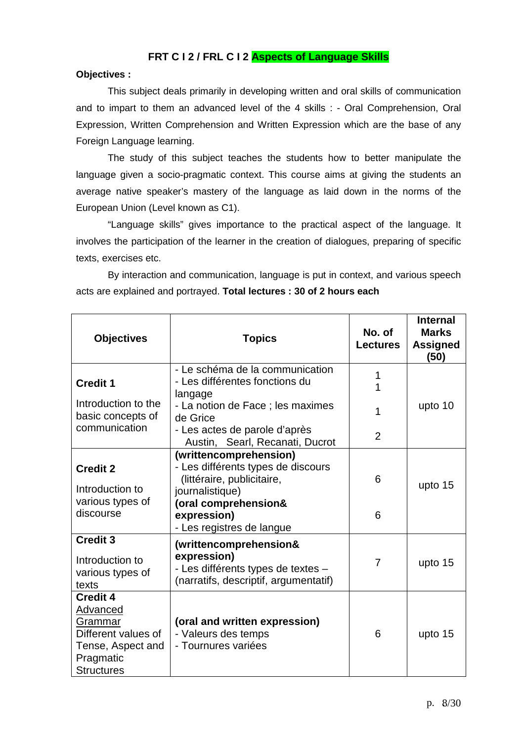## FRT C I 2 / FRL C I 2 Aspects of Language Skills

**Objectives :**

This subject deals primarily in developing written and oral skills of communication and to impart to them an advanced level of the 4 skills : - Oral Comprehension, Oral Expression, Written Comprehension and Written Expression which are the base of any Foreign Language learning.

The study of this subject teaches the students how to better manipulate the language given a socio-pragmatic context. This course aims at giving the students an average native speaker's mastery of the language as laid down in the norms of the European Union (Level known as C1).

"Language skills" gives importance to the practical aspect of the language. It involves the participation of the learner in the creation of dialogues, preparing of specific texts, exercises etc.

By interaction and communication, language is put in context, and various speech acts are explained and portrayed. **Total lectures : 30 of 2 hours each**

| Objectives | Topics | No. of Lectures | Internal Marks Assigned (50) |
|---|---|---|---|
| **Credit 1**<br>Introduction to the basic concepts of communication | - Le schéma de la communication<br>- Les différentes fonctions du langage<br>- La notion de Face ; les maximes de Grice<br>- Les actes de parole d'après Austin, Searl, Recanati, Ducrot | 1<br>1<br>1<br>2 | upto 10 |
| **Credit 2**<br>Introduction to various types of discourse | **(writtencomprehension)**<br>- Les différents types de discours (littéraire, publicitaire, journalistique)<br>**(oral comprehension& expression)**<br>- Les registres de langue | 6<br>6 | upto 15 |
| **Credit 3**<br>Introduction to various types of texts | **(writtencomprehension& expression)**<br>- Les différents types de textes – (narratifs, descriptif, argumentatif) | 7 | upto 15 |
| **Credit 4**<br>Advanced Grammar<br>Different values of Tense, Aspect and Pragmatic Structures | **(oral and written expression)**<br>- Valeurs des temps<br>- Tournures variées | 6 | upto 15 |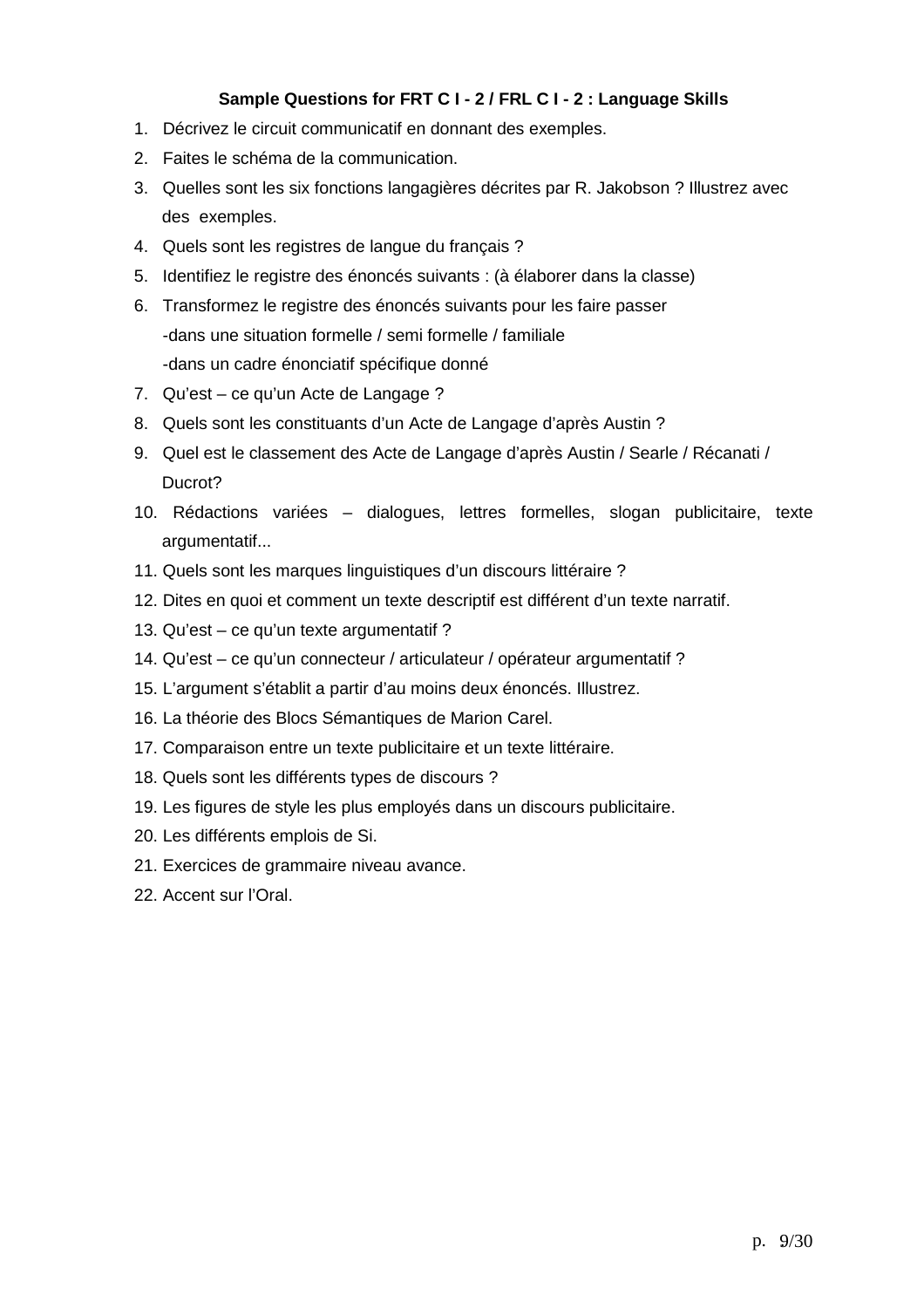**Sample Questions for FRT C I - 2 / FRL C I - 2 : Language Skills**

1. Décrivez le circuit communicatif en donnant des exemples.
2. Faites le schéma de la communication.
3. Quelles sont les six fonctions langagières décrites par R. Jakobson ? Illustrez avec des exemples.
4. Quels sont les registres de langue du français ?
5. Identifiez le registre des énoncés suivants : (à élaborer dans la classe)
6. Transformez le registre des énoncés suivants pour les faire passer
   - dans une situation formelle / semi formelle / familiale
   - dans un cadre énonciatif spécifique donné
7. Qu'est – ce qu'un Acte de Langage ?
8. Quels sont les constituants d'un Acte de Langage d'après Austin ?
9. Quel est le classement des Acte de Langage d'après Austin / Searle / Récanati / Ducrot?
10. Rédactions variées – dialogues, lettres formelles, slogan publicitaire, texte argumentatif...
11. Quels sont les marques linguistiques d'un discours littéraire ?
12. Dites en quoi et comment un texte descriptif est différent d'un texte narratif.
13. Qu'est – ce qu'un texte argumentatif ?
14. Qu'est – ce qu'un connecteur / articulateur / opérateur argumentatif ?
15. L'argument s'établit a partir d'au moins deux énoncés. Illustrez.
16. La théorie des Blocs Sémantiques de Marion Carel.
17. Comparaison entre un texte publicitaire et un texte littéraire.
18. Quels sont les différents types de discours ?
19. Les figures de style les plus employés dans un discours publicitaire.
20. Les différents emplois de Si.
21. Exercices de grammaire niveau avance.
22. Accent sur l'Oral.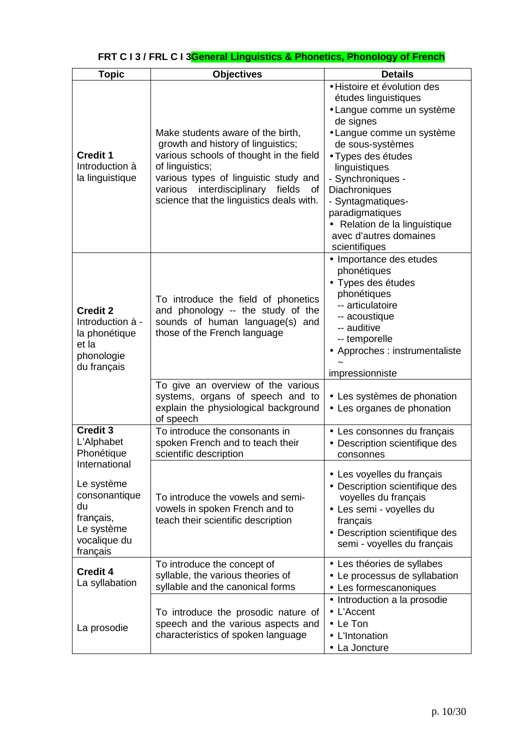## FRT C I 3 / FRL C I 3 General Linguistics & Phonetics, Phonology of French

| Topic | Objectives | Details |
|---|---|---|
| **Credit 1** Introduction à la linguistique | Make students aware of the birth, growth and history of linguistics; various schools of thought in the field of linguistics; various types of linguistic study and various interdisciplinary fields of science that the linguistics deals with. | • Histoire et évolution des études linguistiques<br>• Langue comme un système de signes<br>• Langue comme un système de sous-systèmes<br>• Types des études linguistiques<br>- Synchroniques - Diachroniques<br>- Syntagmatiques-paradigmatiques<br>• Relation de la linguistique avec d'autres domaines scientifiques |
| **Credit 2** Introduction à - la phonétique et la phonologie du français | To introduce the field of phonetics and phonology -- the study of the sounds of human language(s) and those of the French language | • Importance des etudes phonétiques<br>• Types des études phonétiques<br>-- articulatoire<br>-- acoustique<br>-- auditive<br>-- temporelle<br>• Approches : instrumentaliste ~ impressionniste |
| | To give an overview of the various systems, organs of speech and to explain the physiological background of speech | • Les systèmes de phonation<br>• Les organes de phonation |
| **Credit 3** L'Alphabet Phonétique International<br><br>Le système consonantique du français, Le système vocalique du français | To introduce the consonants in spoken French and to teach their scientific description | • Les consonnes du français<br>• Description scientifique des consonnes |
| | To introduce the vowels and semi-vowels in spoken French and to teach their scientific description | • Les voyelles du français<br>• Description scientifique des voyelles du français<br>• Les semi - voyelles du français<br>• Description scientifique des semi - voyelles du français |
| **Credit 4** La syllabation | To introduce the concept of syllable, the various theories of syllable and the canonical forms | • Les théories de syllabes<br>• Le processus de syllabation<br>• Les formescanoniques |
| La prosodie | To introduce the prosodic nature of speech and the various aspects and characteristics of spoken language | • Introduction a la prosodie<br>• L'Accent<br>• Le Ton<br>• L'Intonation<br>• La Joncture |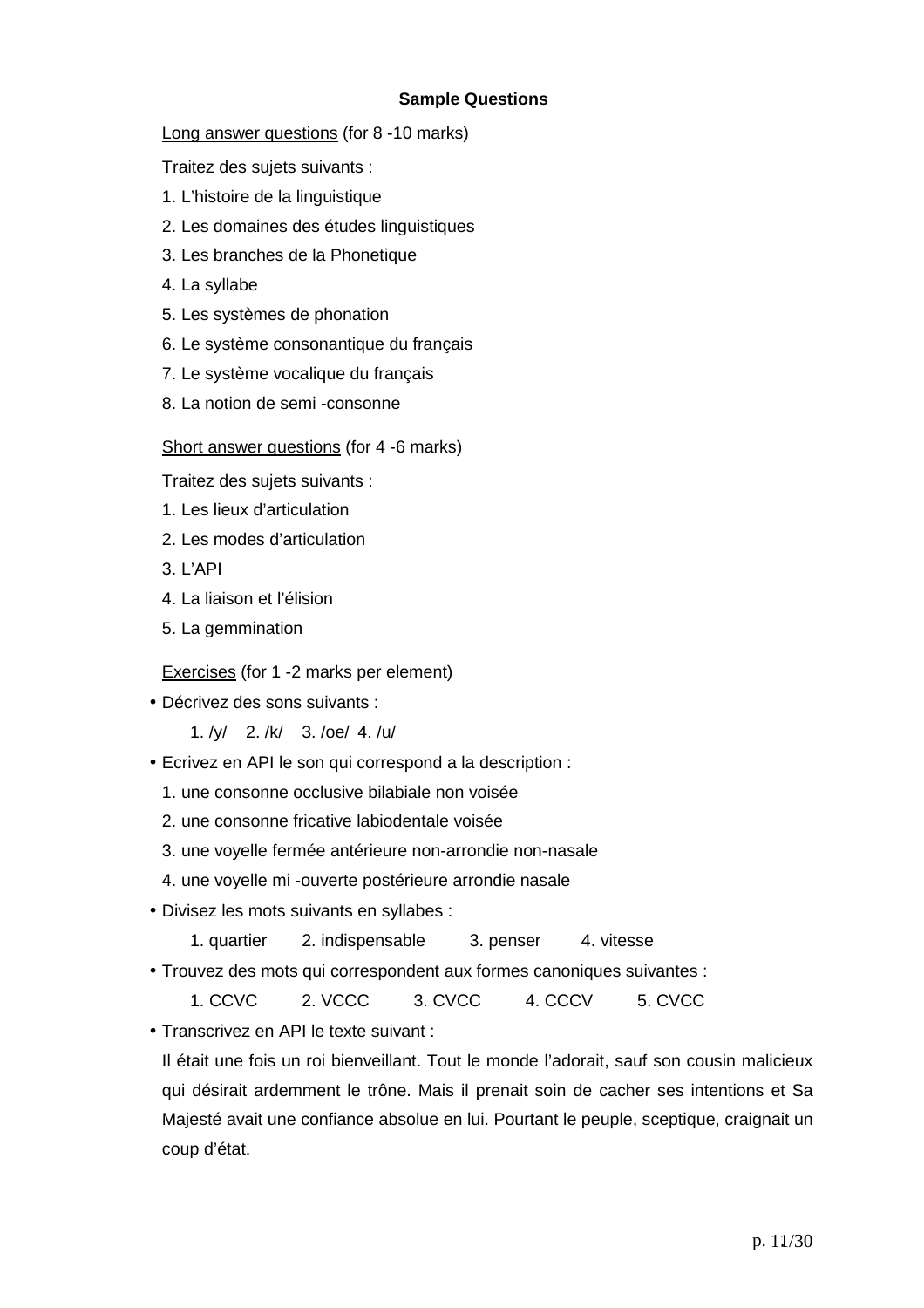**Sample Questions**

Long answer questions (for 8 -10 marks)

Traitez des sujets suivants :

1. L'histoire de la linguistique
2. Les domaines des études linguistiques
3. Les branches de la Phonetique
4. La syllabe
5. Les systèmes de phonation
6. Le système consonantique du français
7. Le système vocalique du français
8. La notion de semi -consonne

Short answer questions (for 4 -6 marks)

Traitez des sujets suivants :

1. Les lieux d'articulation
2. Les modes d'articulation
3. L'API
4. La liaison et l'élision
5. La gemmination

Exercises (for 1 -2 marks per element)

- Décrivez des sons suivants :

  1. /y/ 2. /k/ 3. /oe/ 4. /u/

- Ecrivez en API le son qui correspond a la description :

  1. une consonne occlusive bilabiale non voisée
  2. une consonne fricative labiodentale voisée
  3. une voyelle fermée antérieure non-arrondie non-nasale
  4. une voyelle mi -ouverte postérieure arrondie nasale

- Divisez les mots suivants en syllabes :

  1. quartier 2. indispensable 3. penser 4. vitesse

- Trouvez des mots qui correspondent aux formes canoniques suivantes :

  1. CCVC 2. VCCC 3. CVCC 4. CCCV 5. CVCC

- Transcrivez en API le texte suivant :

  Il était une fois un roi bienveillant. Tout le monde l'adorait, sauf son cousin malicieux qui désirait ardemment le trône. Mais il prenait soin de cacher ses intentions et Sa Majesté avait une confiance absolue en lui. Pourtant le peuple, sceptique, craignait un coup d'état.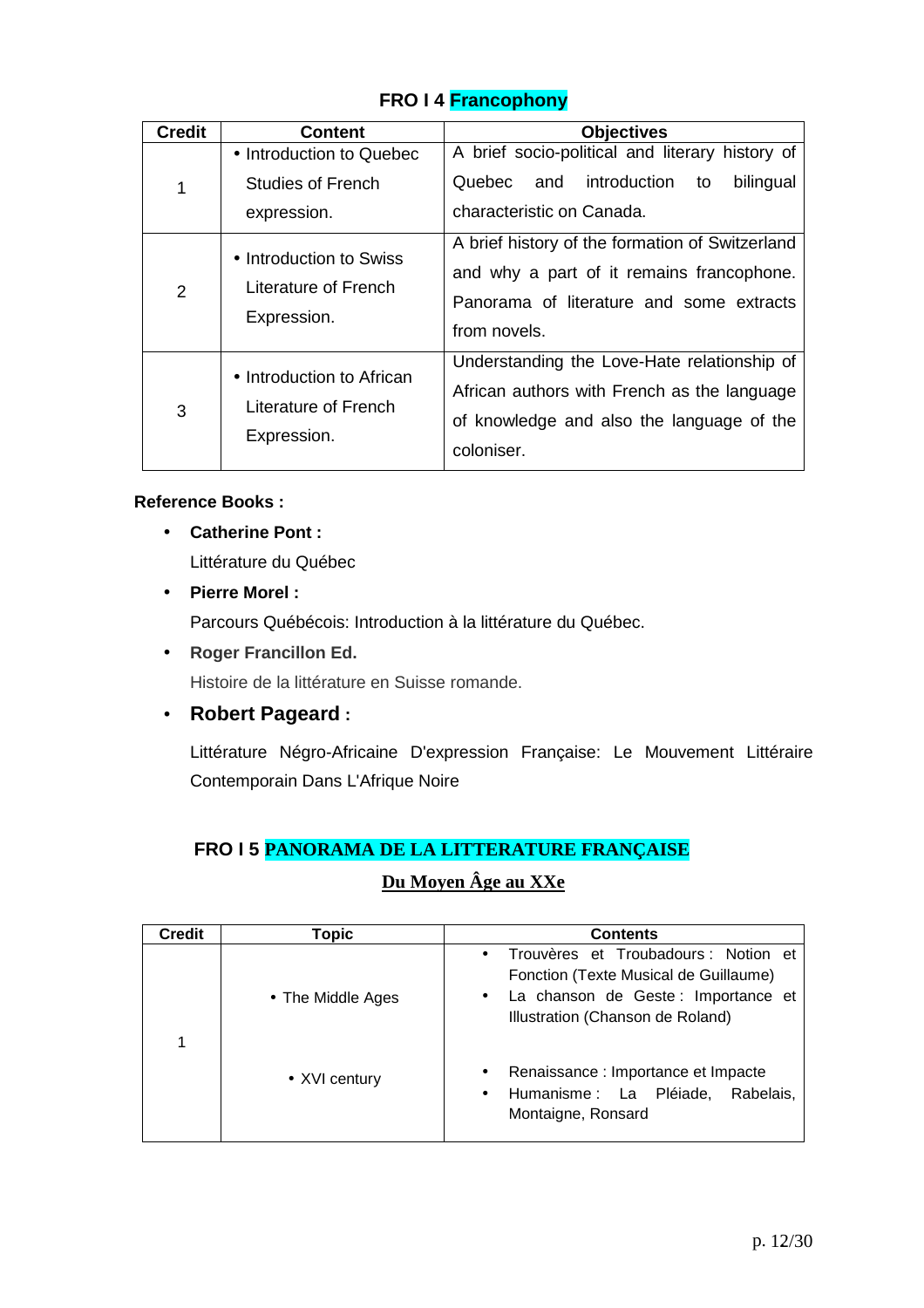## FRO I 4 Francophony

| Credit | Content | Objectives |
|---|---|---|
| 1 | • Introduction to Quebec Studies of French expression. | A brief socio-political and literary history of Quebec and introduction to bilingual characteristic on Canada. |
| 2 | • Introduction to Swiss Literature of French Expression. | A brief history of the formation of Switzerland and why a part of it remains francophone. Panorama of literature and some extracts from novels. |
| 3 | • Introduction to African Literature of French Expression. | Understanding the Love-Hate relationship of African authors with French as the language of knowledge and also the language of the coloniser. |

**Reference Books :**

- **Catherine Pont :**
  Littérature du Québec
- **Pierre Morel :**
  Parcours Québécois: Introduction à la littérature du Québec.
- **Roger Francillon Ed.**
  Histoire de la littérature en Suisse romande.
- **Robert Pageard :**
  Littérature Négro-Africaine D'expression Française: Le Mouvement Littéraire Contemporain Dans L'Afrique Noire

## FRO I 5 PANORAMA DE LA LITTERATURE FRANÇAISE

**Du Moyen Âge au XXe**

| Credit | Topic | Contents |
|---|---|---|
| 1 | • The Middle Ages | • Trouvères et Troubadours : Notion et Fonction (Texte Musical de Guillaume)<br>• La chanson de Geste : Importance et Illustration (Chanson de Roland) |
| | • XVI century | • Renaissance : Importance et Impacte<br>• Humanisme : La Pléiade, Rabelais, Montaigne, Ronsard |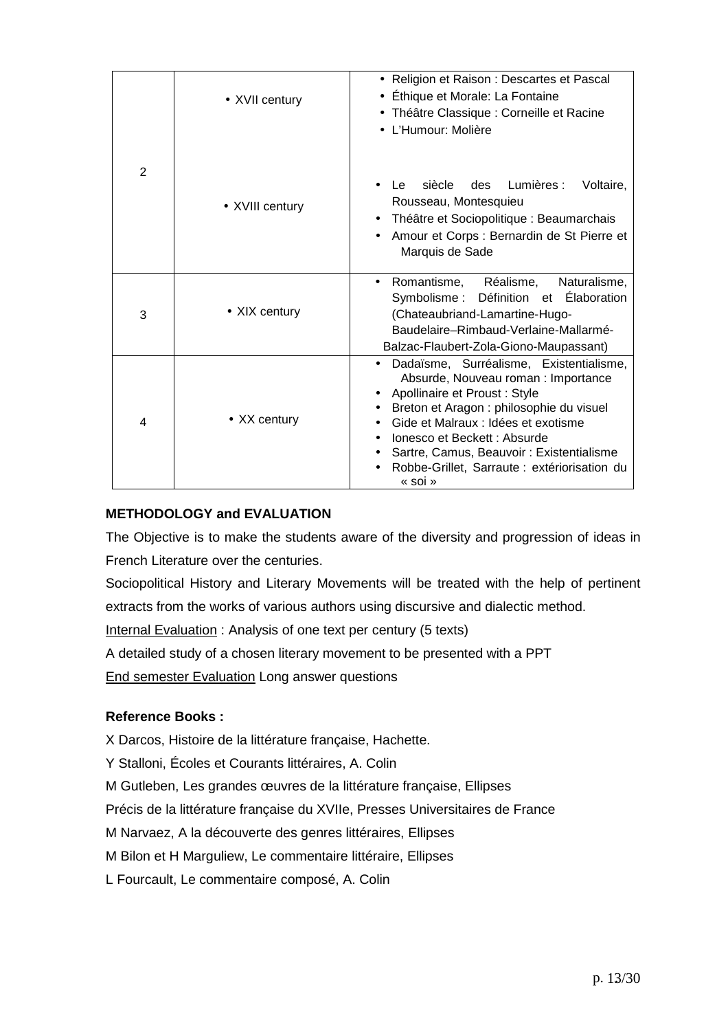| | | |
|---|---|---|
| 2 | • XVII century<br><br>• XVIII century | • Religion et Raison : Descartes et Pascal<br>• Éthique et Morale: La Fontaine<br>• Théâtre Classique : Corneille et Racine<br>• L'Humour: Molière<br><br>• Le siècle des Lumières : Voltaire, Rousseau, Montesquieu<br>• Théâtre et Sociopolitique : Beaumarchais<br>• Amour et Corps : Bernardin de St Pierre et Marquis de Sade |
| 3 | • XIX century | • Romantisme, Réalisme, Naturalisme, Symbolisme : Définition et Élaboration (Chateaubriand-Lamartine-Hugo-Baudelaire–Rimbaud-Verlaine-Mallarmé-Balzac-Flaubert-Zola-Giono-Maupassant) |
| 4 | • XX century | • Dadaïsme, Surréalisme, Existentialisme, Absurde, Nouveau roman : Importance<br>• Apollinaire et Proust : Style<br>• Breton et Aragon : philosophie du visuel<br>• Gide et Malraux : Idées et exotisme<br>• Ionesco et Beckett : Absurde<br>• Sartre, Camus, Beauvoir : Existentialisme<br>• Robbe-Grillet, Sarraute : extériorisation du « soi » |

**METHODOLOGY and EVALUATION**

The Objective is to make the students aware of the diversity and progression of ideas in French Literature over the centuries.

Sociopolitical History and Literary Movements will be treated with the help of pertinent extracts from the works of various authors using discursive and dialectic method.

Internal Evaluation : Analysis of one text per century (5 texts)

A detailed study of a chosen literary movement to be presented with a PPT

End semester Evaluation Long answer questions

**Reference Books :**

X Darcos, Histoire de la littérature française, Hachette.

Y Stalloni, Écoles et Courants littéraires, A. Colin

M Gutleben, Les grandes œuvres de la littérature française, Ellipses

Précis de la littérature française du XVIIe, Presses Universitaires de France

M Narvaez, A la découverte des genres littéraires, Ellipses

M Bilon et H Marguliew, Le commentaire littéraire, Ellipses

L Fourcault, Le commentaire composé, A. Colin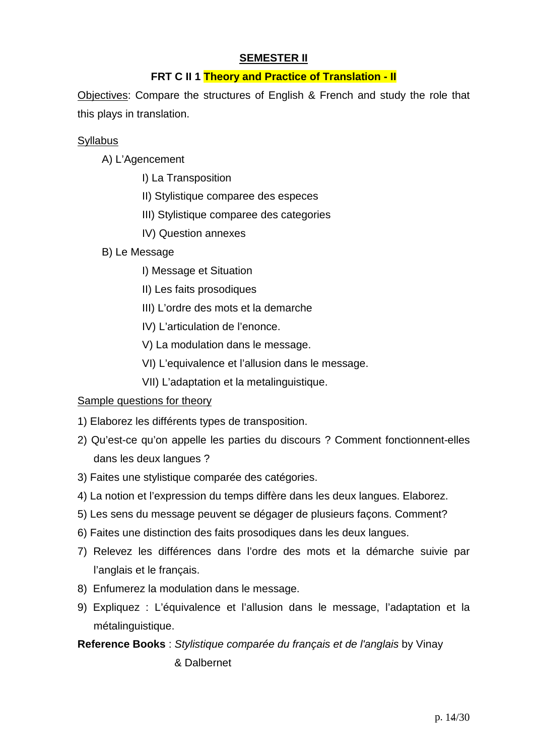## SEMESTER II

### FRT C II 1 Theory and Practice of Translation - II

Objectives: Compare the structures of English & French and study the role that this plays in translation.

Syllabus

A) L'Agencement

- I) La Transposition
- II) Stylistique comparee des especes
- III) Stylistique comparee des categories
- IV) Question annexes

B) Le Message

- I) Message et Situation
- II) Les faits prosodiques
- III) L'ordre des mots et la demarche
- IV) L'articulation de l'enonce.
- V) La modulation dans le message.
- VI) L'equivalence et l'allusion dans le message.
- VII) L'adaptation et la metalinguistique.

Sample questions for theory

1) Elaborez les différents types de transposition.
2) Qu'est-ce qu'on appelle les parties du discours ? Comment fonctionnent-elles dans les deux langues ?
3) Faites une stylistique comparée des catégories.
4) La notion et l'expression du temps diffère dans les deux langues. Elaborez.
5) Les sens du message peuvent se dégager de plusieurs façons. Comment?
6) Faites une distinction des faits prosodiques dans les deux langues.
7) Relevez les différences dans l'ordre des mots et la démarche suivie par l'anglais et le français.
8) Enfumerez la modulation dans le message.
9) Expliquez : L'équivalence et l'allusion dans le message, l'adaptation et la métalinguistique.

**Reference Books** : *Stylistique comparée du français et de l'anglais* by Vinay & Dalbernet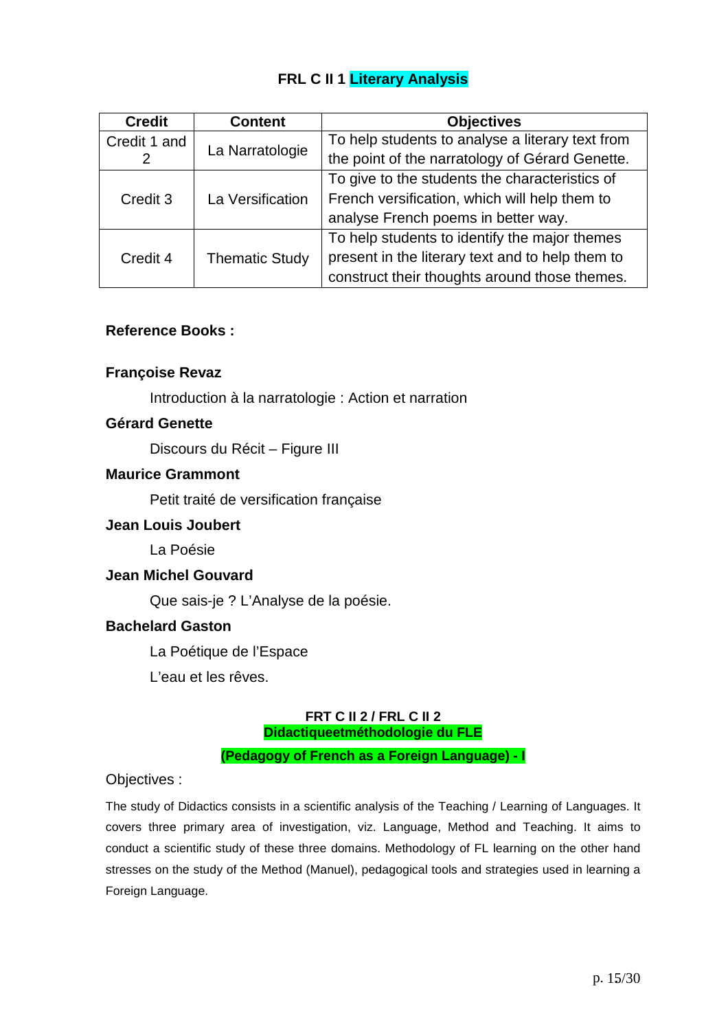## FRL C II 1 Literary Analysis

| Credit | Content | Objectives |
|---|---|---|
| Credit 1 and 2 | La Narratologie | To help students to analyse a literary text from the point of the narratology of Gérard Genette. |
| Credit 3 | La Versification | To give to the students the characteristics of French versification, which will help them to analyse French poems in better way. |
| Credit 4 | Thematic Study | To help students to identify the major themes present in the literary text and to help them to construct their thoughts around those themes. |

**Reference Books :**

**Françoise Revaz**

Introduction à la narratologie : Action et narration

**Gérard Genette**

Discours du Récit – Figure III

**Maurice Grammont**

Petit traité de versification française

**Jean Louis Joubert**

La Poésie

**Jean Michel Gouvard**

Que sais-je ? L'Analyse de la poésie.

**Bachelard Gaston**

La Poétique de l'Espace

L'eau et les rêves.

### FRT C II 2 / FRL C II 2
### Didactiqueetméthodologie du FLE
### (Pedagogy of French as a Foreign Language) - I

Objectives :

The study of Didactics consists in a scientific analysis of the Teaching / Learning of Languages. It covers three primary area of investigation, viz. Language, Method and Teaching. It aims to conduct a scientific study of these three domains. Methodology of FL learning on the other hand stresses on the study of the Method (Manuel), pedagogical tools and strategies used in learning a Foreign Language.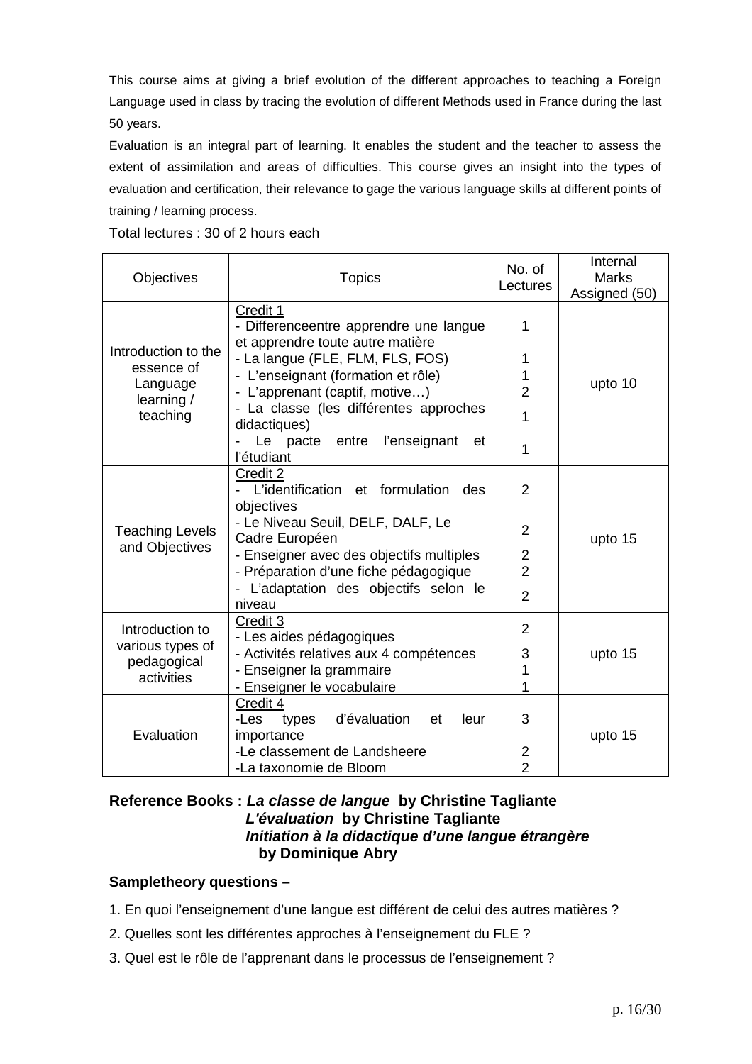This course aims at giving a brief evolution of the different approaches to teaching a Foreign Language used in class by tracing the evolution of different Methods used in France during the last 50 years.

Evaluation is an integral part of learning. It enables the student and the teacher to assess the extent of assimilation and areas of difficulties. This course gives an insight into the types of evaluation and certification, their relevance to gage the various language skills at different points of training / learning process.

Total lectures : 30 of 2 hours each

| Objectives | Topics | No. of Lectures | Internal Marks Assigned (50) |
|---|---|---|---|
| Introduction to the essence of Language learning / teaching | Credit 1<br>- Differenceentre apprendre une langue et apprendre toute autre matière<br>- La langue (FLE, FLM, FLS, FOS)<br>- L'enseignant (formation et rôle)<br>- L'apprenant (captif, motive…)<br>- La classe (les différentes approches didactiques)<br>- Le pacte entre l'enseignant et l'étudiant | 1<br>1<br>1<br>2<br>1<br>1 | upto 10 |
| Teaching Levels and Objectives | Credit 2<br>- L'identification et formulation des objectives<br>- Le Niveau Seuil, DELF, DALF, Le Cadre Européen<br>- Enseigner avec des objectifs multiples<br>- Préparation d'une fiche pédagogique<br>- L'adaptation des objectifs selon le niveau | 2<br>2<br>2<br>2<br>2 | upto 15 |
| Introduction to various types of pedagogical activities | Credit 3<br>- Les aides pédagogiques<br>- Activités relatives aux 4 compétences<br>- Enseigner la grammaire<br>- Enseigner le vocabulaire | 2<br>3<br>1<br>1 | upto 15 |
| Evaluation | Credit 4<br>-Les types d'évaluation et leur importance<br>-Le classement de Landsheere<br>-La taxonomie de Bloom | 3<br>2<br>2 | upto 15 |

**Reference Books :** ***La classe de langue*** **by Christine Tagliante**
***L'évaluation*** **by Christine Tagliante**
***Initiation à la didactique d'une langue étrangère*** **by Dominique Abry**

**Sampletheory questions –**

1. En quoi l'enseignement d'une langue est différent de celui des autres matières ?
2. Quelles sont les différentes approches à l'enseignement du FLE ?
3. Quel est le rôle de l'apprenant dans le processus de l'enseignement ?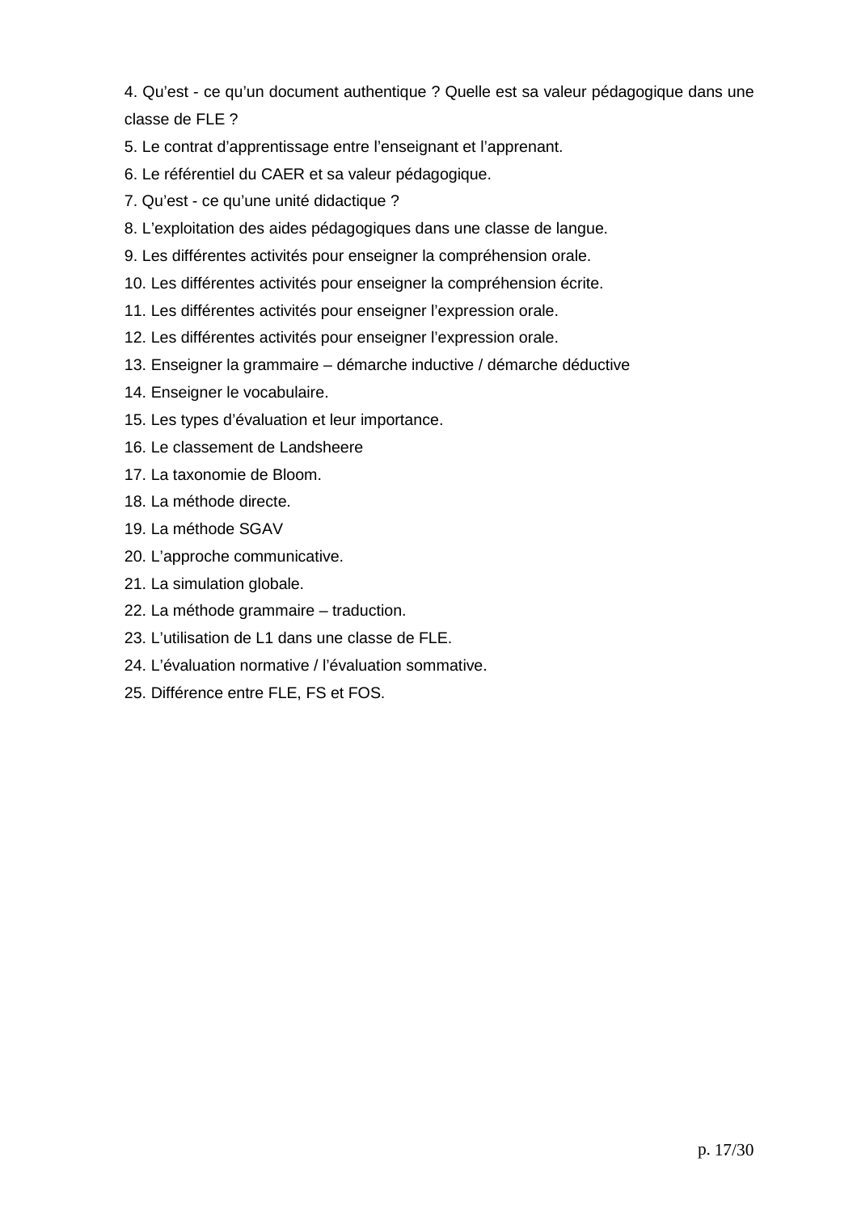4. Qu’est - ce qu’un document authentique ? Quelle est sa valeur pédagogique dans une classe de FLE ?
5. Le contrat d’apprentissage entre l’enseignant et l’apprenant.
6. Le référentiel du CAER et sa valeur pédagogique.
7. Qu’est - ce qu’une unité didactique ?
8. L’exploitation des aides pédagogiques dans une classe de langue.
9. Les différentes activités pour enseigner la compréhension orale.
10. Les différentes activités pour enseigner la compréhension écrite.
11. Les différentes activités pour enseigner l’expression orale.
12. Les différentes activités pour enseigner l’expression orale.
13. Enseigner la grammaire – démarche inductive / démarche déductive
14. Enseigner le vocabulaire.
15. Les types d’évaluation et leur importance.
16. Le classement de Landsheere
17. La taxonomie de Bloom.
18. La méthode directe.
19. La méthode SGAV
20. L’approche communicative.
21. La simulation globale.
22. La méthode grammaire – traduction.
23. L’utilisation de L1 dans une classe de FLE.
24. L’évaluation normative / l’évaluation sommative.
25. Différence entre FLE, FS et FOS.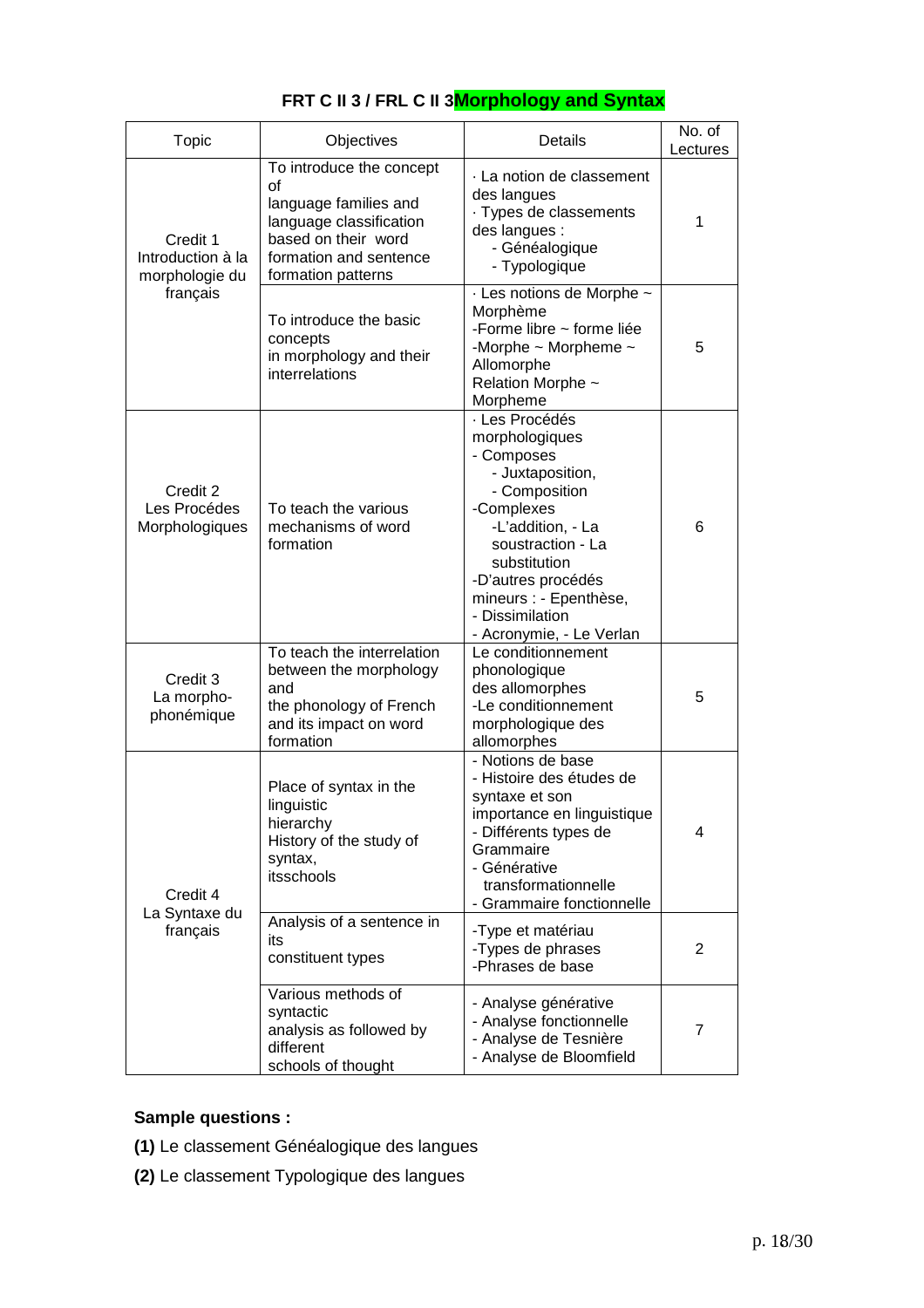## FRT C II 3 / FRL C II 3 Morphology and Syntax

| Topic | Objectives | Details | No. of Lectures |
|---|---|---|---|
| Credit 1 Introduction à la morphologie du français | To introduce the concept of language families and language classification based on their word formation and sentence formation patterns | · La notion de classement des langues<br>· Types de classements des langues :<br>- Généalogique<br>- Typologique | 1 |
| | To introduce the basic concepts in morphology and their interrelations | · Les notions de Morphe ~ Morphème<br>-Forme libre ~ forme liée<br>-Morphe ~ Morpheme ~ Allomorphe<br>Relation Morphe ~ Morpheme | 5 |
| Credit 2 Les Procédes Morphologiques | To teach the various mechanisms of word formation | · Les Procédés morphologiques<br>- Composes<br>- Juxtaposition,<br>- Composition<br>-Complexes<br>-L'addition, - La soustraction - La substitution<br>-D'autres procédés mineurs : - Epenthèse, - Dissimilation<br>- Acronymie, - Le Verlan | 6 |
| Credit 3 La morpho-phonémique | To teach the interrelation between the morphology and the phonology of French and its impact on word formation | Le conditionnement phonologique des allomorphes<br>-Le conditionnement morphologique des allomorphes | 5 |
| Credit 4 La Syntaxe du français | Place of syntax in the linguistic hierarchy<br>History of the study of syntax, itsschools | - Notions de base<br>- Histoire des études de syntaxe et son importance en linguistique<br>- Différents types de Grammaire<br>- Générative transformationnelle<br>- Grammaire fonctionnelle | 4 |
| | Analysis of a sentence in its constituent types | -Type et matériau<br>-Types de phrases<br>-Phrases de base | 2 |
| | Various methods of syntactic analysis as followed by different schools of thought | - Analyse générative<br>- Analyse fonctionnelle<br>- Analyse de Tesnière<br>- Analyse de Bloomfield | 7 |

**Sample questions :**

**(1)** Le classement Généalogique des langues

**(2)** Le classement Typologique des langues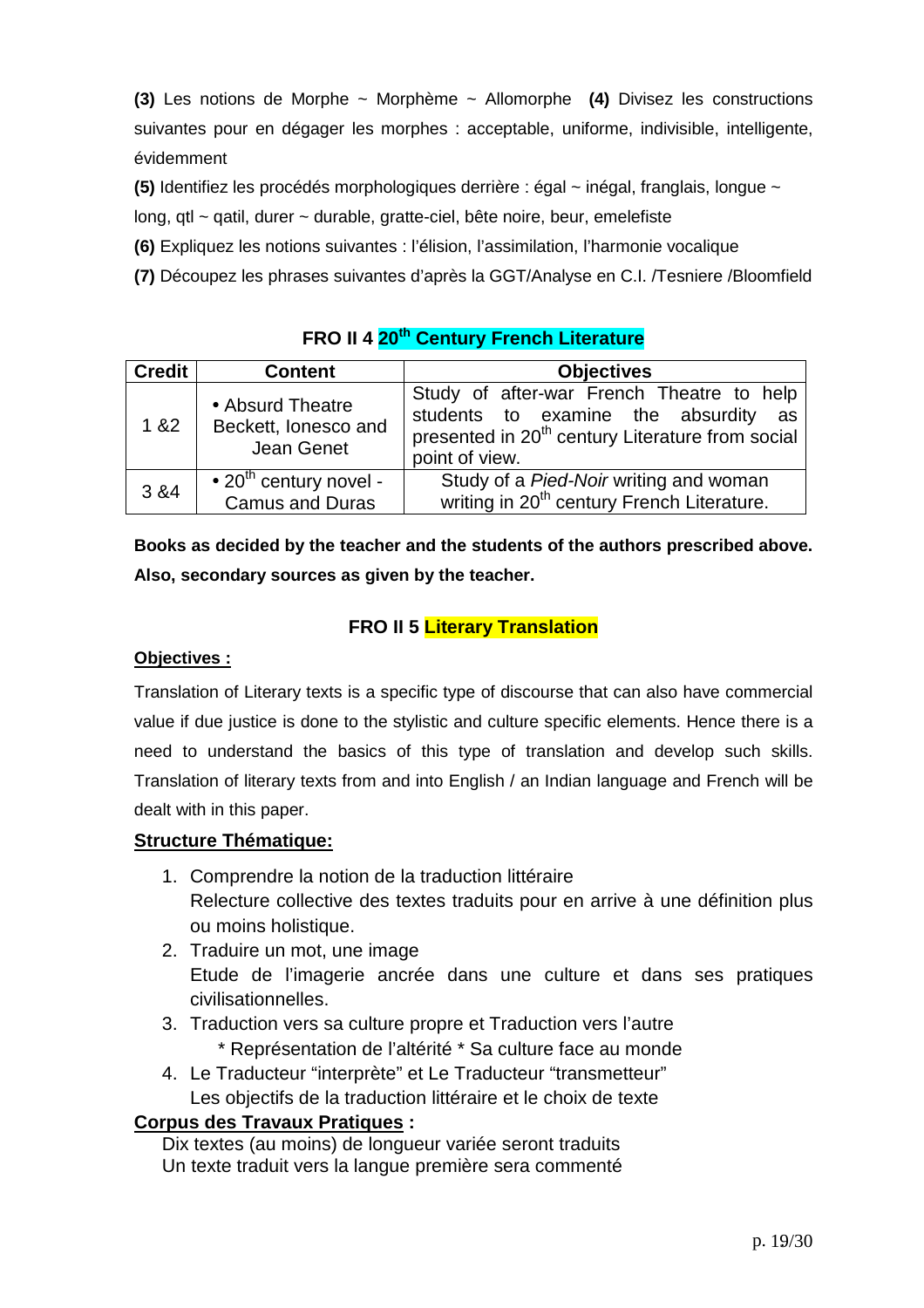**(3)** Les notions de Morphe ~ Morphème ~ Allomorphe **(4)** Divisez les constructions suivantes pour en dégager les morphes : acceptable, uniforme, indivisible, intelligente, évidemment

**(5)** Identifiez les procédés morphologiques derrière : égal ~ inégal, franglais, longue ~ long, qtl ~ qatil, durer ~ durable, gratte-ciel, bête noire, beur, emelefiste

**(6)** Expliquez les notions suivantes : l'élision, l'assimilation, l'harmonie vocalique

**(7)** Découpez les phrases suivantes d'après la GGT/Analyse en C.I. /Tesniere /Bloomfield

### FRO II 4 20th Century French Literature

| Credit | Content | Objectives |
|---|---|---|
| 1 &2 | • Absurd Theatre Beckett, Ionesco and Jean Genet | Study of after-war French Theatre to help students to examine the absurdity as presented in 20th century Literature from social point of view. |
| 3 &4 | • 20th century novel - Camus and Duras | Study of a *Pied-Noir* writing and woman writing in 20th century French Literature. |

**Books as decided by the teacher and the students of the authors prescribed above. Also, secondary sources as given by the teacher.**

### FRO II 5 Literary Translation

**Objectives :**

Translation of Literary texts is a specific type of discourse that can also have commercial value if due justice is done to the stylistic and culture specific elements. Hence there is a need to understand the basics of this type of translation and develop such skills. Translation of literary texts from and into English / an Indian language and French will be dealt with in this paper.

**Structure Thématique:**

1. Comprendre la notion de la traduction littéraire
   Relecture collective des textes traduits pour en arrive à une définition plus ou moins holistique.
2. Traduire un mot, une image
   Etude de l'imagerie ancrée dans une culture et dans ses pratiques civilisationnelles.
3. Traduction vers sa culture propre et Traduction vers l'autre
   * Représentation de l'altérité * Sa culture face au monde
4. Le Traducteur "interprète" et Le Traducteur "transmetteur"
   Les objectifs de la traduction littéraire et le choix de texte

**Corpus des Travaux Pratiques :**

Dix textes (au moins) de longueur variée seront traduits
Un texte traduit vers la langue première sera commenté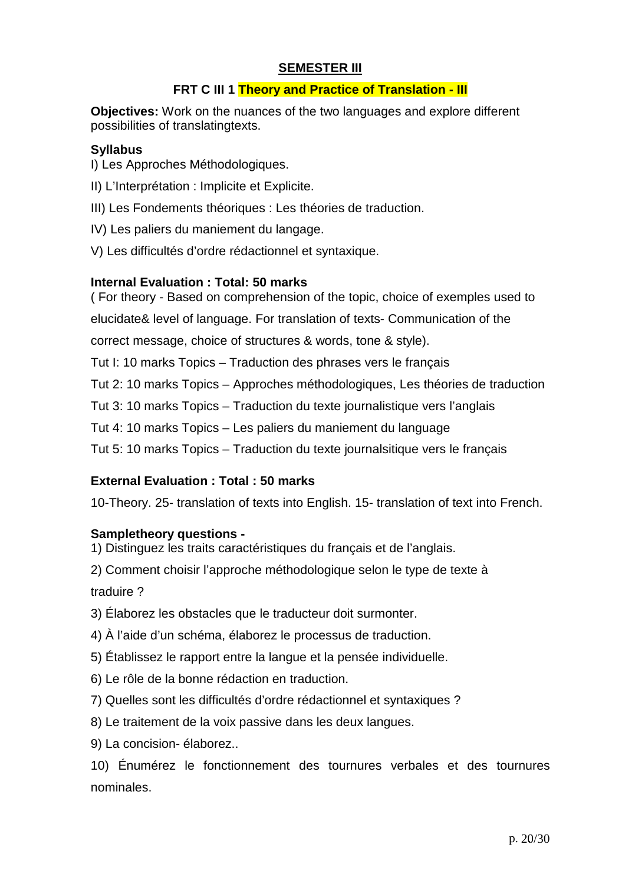## SEMESTER III

### FRT C III 1 Theory and Practice of Translation - III

**Objectives:** Work on the nuances of the two languages and explore different possibilities of translatingtexts.

**Syllabus**

I) Les Approches Méthodologiques.

II) L'Interprétation : Implicite et Explicite.

III) Les Fondements théoriques : Les théories de traduction.

IV) Les paliers du maniement du langage.

V) Les difficultés d'ordre rédactionnel et syntaxique.

**Internal Evaluation : Total: 50 marks**

( For theory - Based on comprehension of the topic, choice of exemples used to elucidate& level of language. For translation of texts- Communication of the correct message, choice of structures & words, tone & style).

Tut I: 10 marks Topics – Traduction des phrases vers le français

Tut 2: 10 marks Topics – Approches méthodologiques, Les théories de traduction

Tut 3: 10 marks Topics – Traduction du texte journalistique vers l'anglais

Tut 4: 10 marks Topics – Les paliers du maniement du language

Tut 5: 10 marks Topics – Traduction du texte journalsitique vers le français

**External Evaluation : Total : 50 marks**

10-Theory. 25- translation of texts into English. 15- translation of text into French.

**Sampletheory questions -**

1) Distinguez les traits caractéristiques du français et de l'anglais.

2) Comment choisir l'approche méthodologique selon le type de texte à traduire ?

3) Élaborez les obstacles que le traducteur doit surmonter.

4) À l'aide d'un schéma, élaborez le processus de traduction.

5) Établissez le rapport entre la langue et la pensée individuelle.

6) Le rôle de la bonne rédaction en traduction.

7) Quelles sont les difficultés d'ordre rédactionnel et syntaxiques ?

8) Le traitement de la voix passive dans les deux langues.

9) La concision- élaborez..

10) Énumérez le fonctionnement des tournures verbales et des tournures nominales.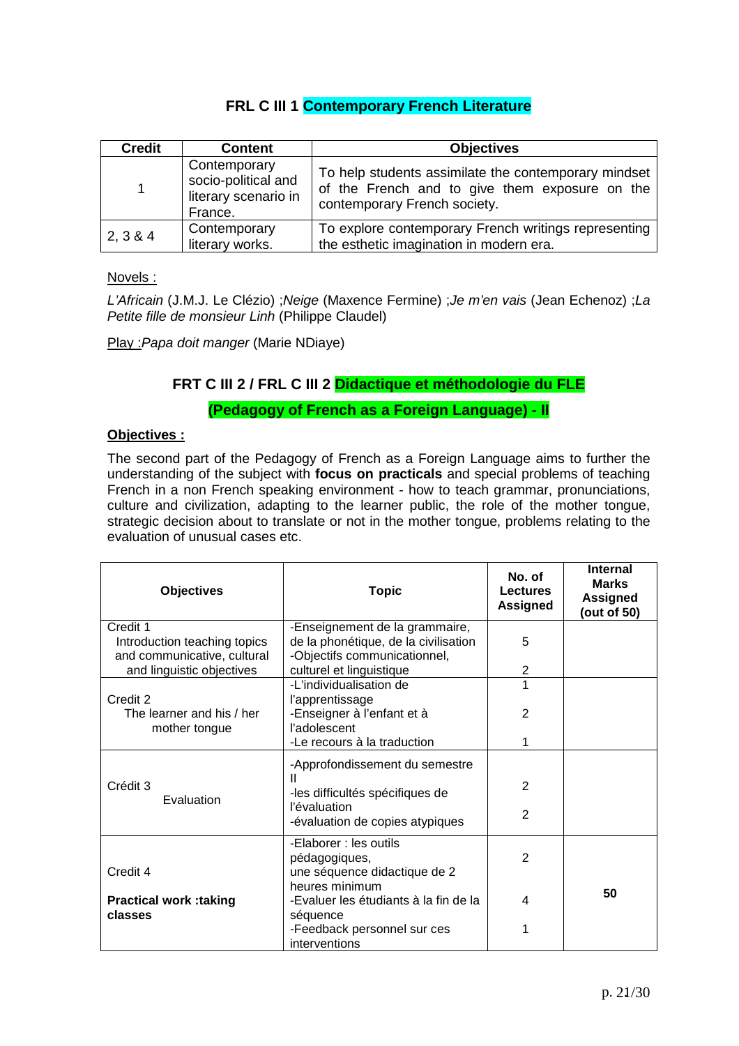## FRL C III 1 Contemporary French Literature

| Credit | Content | Objectives |
|---|---|---|
| 1 | Contemporary socio-political and literary scenario in France. | To help students assimilate the contemporary mindset of the French and to give them exposure on the contemporary French society. |
| 2, 3 & 4 | Contemporary literary works. | To explore contemporary French writings representing the esthetic imagination in modern era. |

Novels :

*L'Africain* (J.M.J. Le Clézio) ;*Neige* (Maxence Fermine) ;*Je m'en vais* (Jean Echenoz) ;*La Petite fille de monsieur Linh* (Philippe Claudel)

Play :*Papa doit manger* (Marie NDiaye)

## FRT C III 2 / FRL C III 2 Didactique et méthodologie du FLE (Pedagogy of French as a Foreign Language) - II

**Objectives :**

The second part of the Pedagogy of French as a Foreign Language aims to further the understanding of the subject with **focus on practicals** and special problems of teaching French in a non French speaking environment - how to teach grammar, pronunciations, culture and civilization, adapting to the learner public, the role of the mother tongue, strategic decision about to translate or not in the mother tongue, problems relating to the evaluation of unusual cases etc.

| Objectives | Topic | No. of Lectures Assigned | Internal Marks Assigned (out of 50) |
|---|---|---|---|
| Credit 1<br>Introduction teaching topics and communicative, cultural and linguistic objectives | -Enseignement de la grammaire, de la phonétique, de la civilisation<br>-Objectifs communicationnel, culturel et linguistique | 5<br><br>2 | |
| Credit 2<br>The learner and his / her mother tongue | -L'individualisation de l'apprentissage<br>-Enseigner à l'enfant et à l'adolescent<br>-Le recours à la traduction | 1<br><br>2<br><br>1 | |
| Crédit 3<br>Evaluation | -Approfondissement du semestre II<br>-les difficultés spécifiques de l'évaluation<br>-évaluation de copies atypiques | 2<br><br>2 | |
| Credit 4<br>**Practical work :taking classes** | -Elaborer : les outils pédagogiques, une séquence didactique de 2 heures minimum<br>-Evaluer les étudiants à la fin de la séquence<br>-Feedback personnel sur ces interventions | 2<br><br>4<br><br>1 | 50 |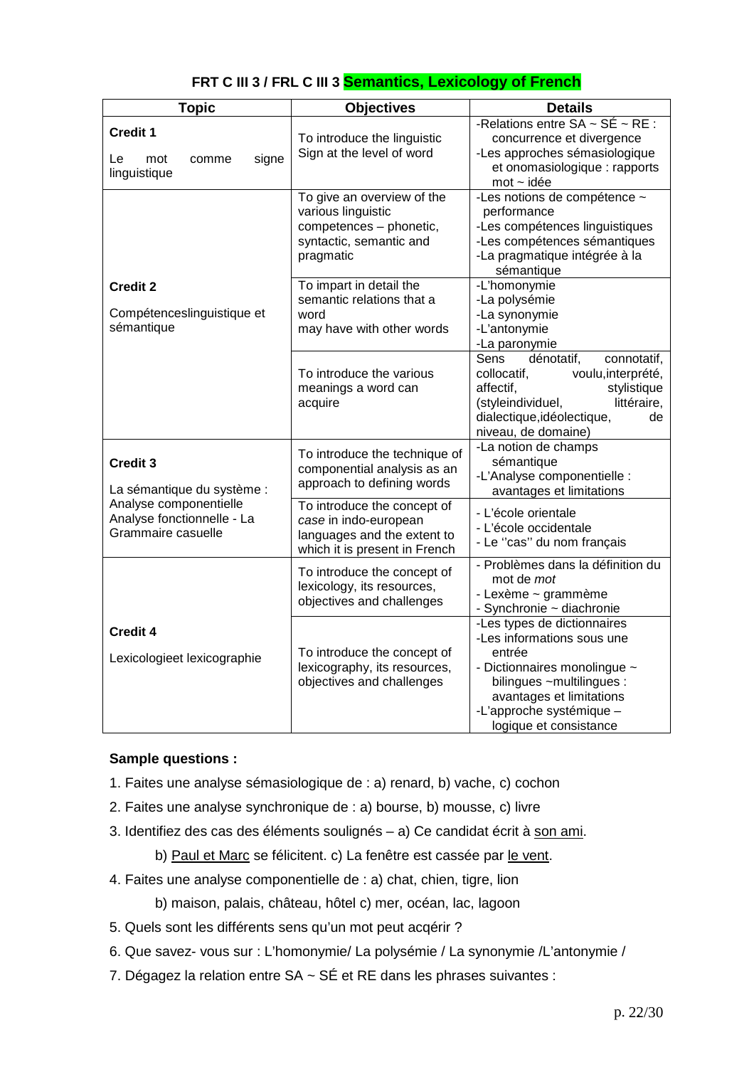## FRT C III 3 / FRL C III 3 Semantics, Lexicology of French

| Topic | Objectives | Details |
|---|---|---|
| **Credit 1**<br>Le mot comme signe linguistique | To introduce the linguistic Sign at the level of word | -Relations entre SA ~ SÉ ~ RE : concurrence et divergence<br>-Les approches sémasiologique et onomasiologique : rapports mot ~ idée |
| **Credit 2**<br>Compétenceslinguistique et sémantique | To give an overview of the various linguistic competences – phonetic, syntactic, semantic and pragmatic | -Les notions de compétence ~ performance<br>-Les compétences linguistiques<br>-Les compétences sémantiques<br>-La pragmatique intégrée à la sémantique |
| | To impart in detail the semantic relations that a word may have with other words | -L'homonymie<br>-La polysémie<br>-La synonymie<br>-L'antonymie<br>-La paronymie |
| | To introduce the various meanings a word can acquire | Sens dénotatif, connotatif, collocatif, voulu,interprété, affectif, stylistique (styleindividuel, littéraire, dialectique,idéolectique, de niveau, de domaine) |
| **Credit 3**<br>La sémantique du système : Analyse componentielle Analyse fonctionnelle - La Grammaire casuelle | To introduce the technique of componential analysis as an approach to defining words | -La notion de champs sémantique<br>-L'Analyse componentielle : avantages et limitations |
| | To introduce the concept of *case* in indo-european languages and the extent to which it is present in French | - L'école orientale<br>- L'école occidentale<br>- Le ''cas'' du nom français |
| **Credit 4**<br>Lexicologieet lexicographie | To introduce the concept of lexicology, its resources, objectives and challenges | - Problèmes dans la définition du mot de *mot*<br>- Lexème ~ grammème<br>- Synchronie ~ diachronie |
| | To introduce the concept of lexicography, its resources, objectives and challenges | -Les types de dictionnaires<br>-Les informations sous une entrée<br>- Dictionnaires monolingue ~ bilingues ~multilingues : avantages et limitations<br>-L'approche systémique – logique et consistance |

**Sample questions :**

1. Faites une analyse sémasiologique de : a) renard, b) vache, c) cochon
2. Faites une analyse synchronique de : a) bourse, b) mousse, c) livre
3. Identifiez des cas des éléments soulignés – a) Ce candidat écrit à <u>son ami</u>.

   b) <u>Paul et Marc</u> se félicitent. c) La fenêtre est cassée par <u>le vent</u>.
4. Faites une analyse componentielle de : a) chat, chien, tigre, lion

   b) maison, palais, château, hôtel c) mer, océan, lac, lagoon
5. Quels sont les différents sens qu'un mot peut acqérir ?
6. Que savez- vous sur : L'homonymie/ La polysémie / La synonymie /L'antonymie /
7. Dégagez la relation entre SA ~ SÉ et RE dans les phrases suivantes :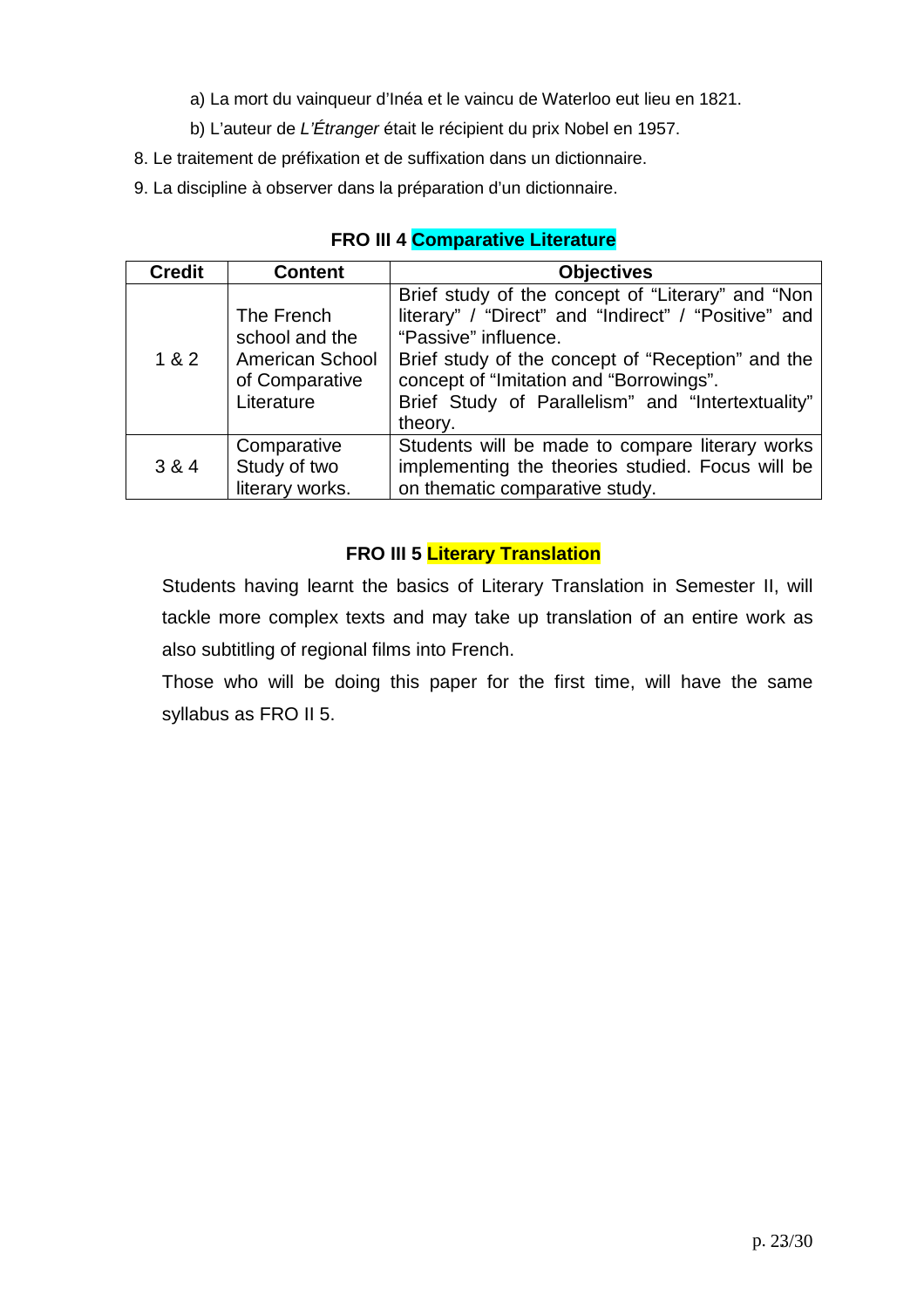a) La mort du vainqueur d'Inéa et le vaincu de Waterloo eut lieu en 1821.

b) L'auteur de *L'Étranger* était le récipient du prix Nobel en 1957.

8. Le traitement de préfixation et de suffixation dans un dictionnaire.
9. La discipline à observer dans la préparation d'un dictionnaire.

### FRO III 4 Comparative Literature

| Credit | Content | Objectives |
|---|---|---|
| 1 & 2 | The French school and the American School of Comparative Literature | Brief study of the concept of "Literary" and "Non literary" / "Direct" and "Indirect" / "Positive" and "Passive" influence. Brief study of the concept of "Reception" and the concept of "Imitation and "Borrowings". Brief Study of Parallelism" and "Intertextuality" theory. |
| 3 & 4 | Comparative Study of two literary works. | Students will be made to compare literary works implementing the theories studied. Focus will be on thematic comparative study. |

### FRO III 5 Literary Translation

Students having learnt the basics of Literary Translation in Semester II, will tackle more complex texts and may take up translation of an entire work as also subtitling of regional films into French.

Those who will be doing this paper for the first time, will have the same syllabus as FRO II 5.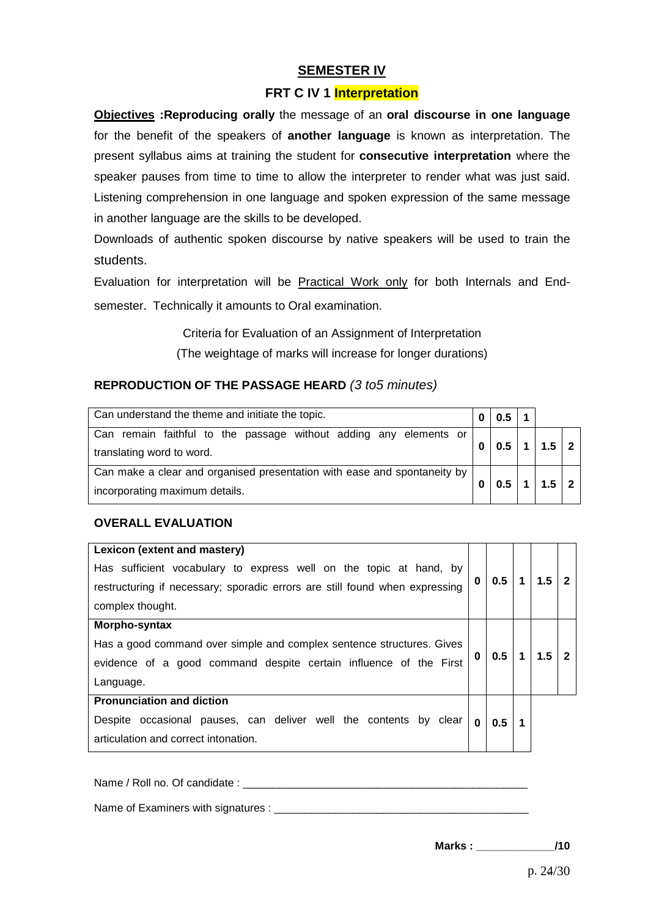# SEMESTER IV

## FRT C IV 1 Interpretation

**Objectives :Reproducing orally** the message of an **oral discourse in one language** for the benefit of the speakers of **another language** is known as interpretation. The present syllabus aims at training the student for **consecutive interpretation** where the speaker pauses from time to time to allow the interpreter to render what was just said. Listening comprehension in one language and spoken expression of the same message in another language are the skills to be developed.

Downloads of authentic spoken discourse by native speakers will be used to train the students.

Evaluation for interpretation will be Practical Work only for both Internals and End-semester. Technically it amounts to Oral examination.

Criteria for Evaluation of an Assignment of Interpretation

(The weightage of marks will increase for longer durations)

### REPRODUCTION OF THE PASSAGE HEARD *(3 to5 minutes)*

| | | | | | |
|---|---|---|---|---|---|
| Can understand the theme and initiate the topic. | 0 | 0.5 | 1 | | |
| Can remain faithful to the passage without adding any elements or translating word to word. | 0 | 0.5 | 1 | 1.5 | 2 |
| Can make a clear and organised presentation with ease and spontaneity by incorporating maximum details. | 0 | 0.5 | 1 | 1.5 | 2 |

### OVERALL EVALUATION

| | | | | | |
|---|---|---|---|---|---|
| **Lexicon (extent and mastery)** Has sufficient vocabulary to express well on the topic at hand, by restructuring if necessary; sporadic errors are still found when expressing complex thought. | 0 | 0.5 | 1 | 1.5 | 2 |
| **Morpho-syntax** Has a good command over simple and complex sentence structures. Gives evidence of a good command despite certain influence of the First Language. | 0 | 0.5 | 1 | 1.5 | 2 |
| **Pronunciation and diction** Despite occasional pauses, can deliver well the contents by clear articulation and correct intonation. | 0 | 0.5 | 1 | | |

Name / Roll no. Of candidate : ________________________________________________

Name of Examiners with signatures : ___________________________________________

**Marks : ____________/10**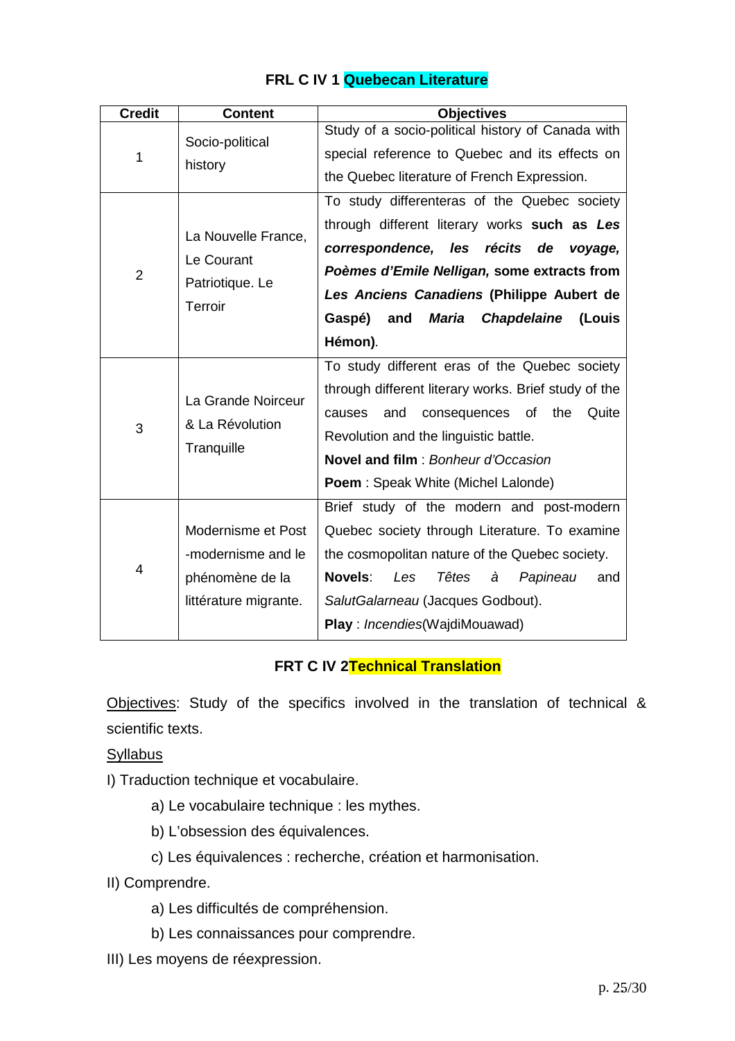### FRL C IV 1 Quebecan Literature

| Credit | Content | Objectives |
|---|---|---|
| 1 | Socio-political history | Study of a socio-political history of Canada with special reference to Quebec and its effects on the Quebec literature of French Expression. |
| 2 | La Nouvelle France, Le Courant Patriotique. Le Terroir | To study differenteras of the Quebec society through different literary works **such as *Les correspondence, les récits de voyage, Poèmes d'Emile Nelligan,* some extracts from *Les Anciens Canadiens* (Philippe Aubert de Gaspé) and *Maria Chapdelaine* (Louis Hémon)**. |
| 3 | La Grande Noirceur & La Révolution Tranquille | To study different eras of the Quebec society through different literary works. Brief study of the causes and consequences of the Quite Revolution and the linguistic battle.<br>**Novel and film** : *Bonheur d'Occasion*<br>**Poem** : Speak White (Michel Lalonde) |
| 4 | Modernisme et Post -modernisme and le phénomène de la littérature migrante. | Brief study of the modern and post-modern Quebec society through Literature. To examine the cosmopolitan nature of the Quebec society.<br>**Novels**: *Les Têtes à Papineau* and *SalutGalarneau* (Jacques Godbout).<br>**Play** : *Incendies*(WajdiMouawad) |

### FRT C IV 2Technical Translation

Objectives: Study of the specifics involved in the translation of technical & scientific texts.

Syllabus

I) Traduction technique et vocabulaire.

a) Le vocabulaire technique : les mythes.

b) L'obsession des équivalences.

c) Les équivalences : recherche, création et harmonisation.

II) Comprendre.

a) Les difficultés de compréhension.

b) Les connaissances pour comprendre.

III) Les moyens de réexpression.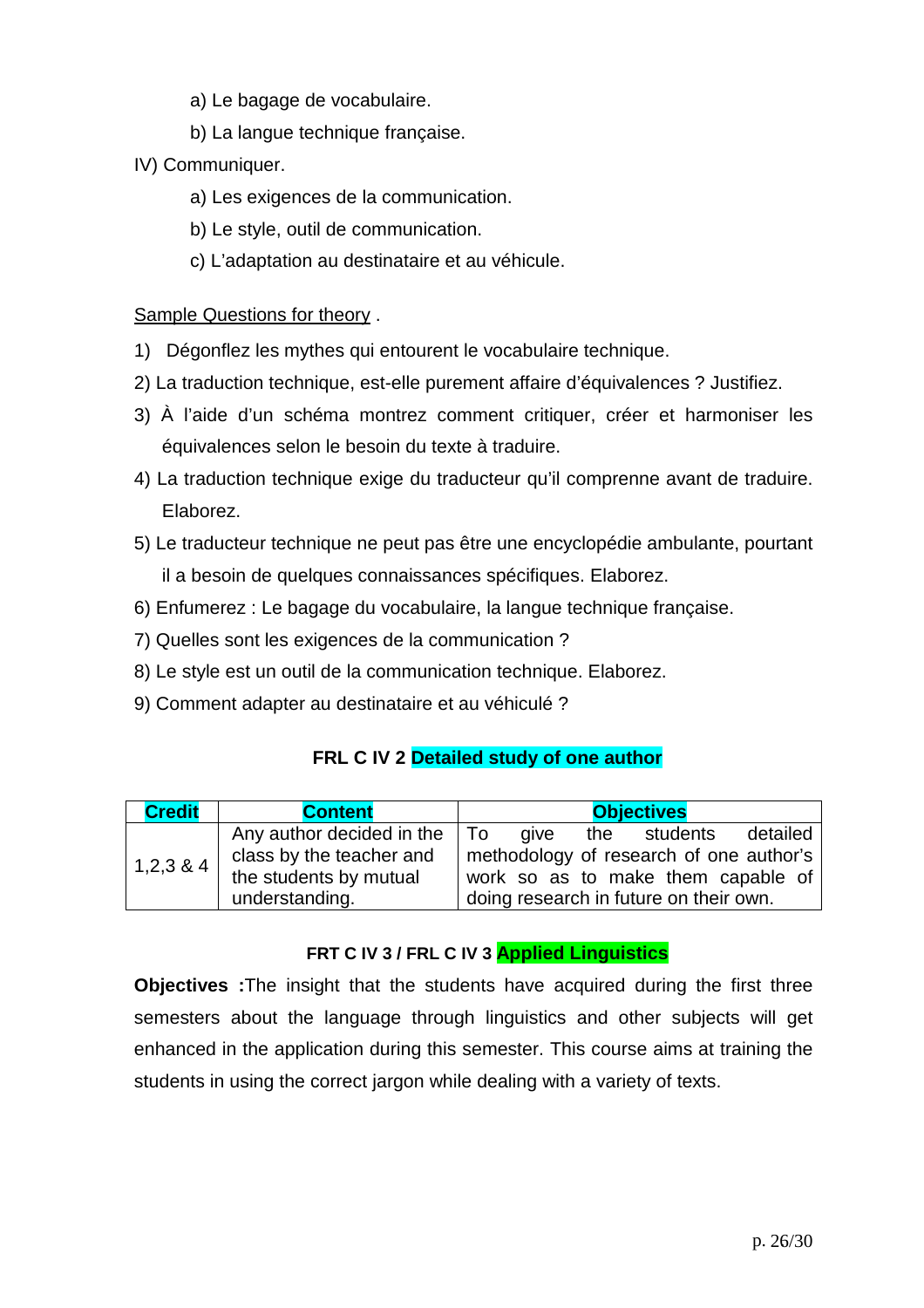a) Le bagage de vocabulaire.

   b) La langue technique française.

IV) Communiquer.

   a) Les exigences de la communication.

   b) Le style, outil de communication.

   c) L'adaptation au destinataire et au véhicule.

Sample Questions for theory .

1) Dégonflez les mythes qui entourent le vocabulaire technique.
2) La traduction technique, est-elle purement affaire d'équivalences ? Justifiez.
3) À l'aide d'un schéma montrez comment critiquer, créer et harmoniser les équivalences selon le besoin du texte à traduire.
4) La traduction technique exige du traducteur qu'il comprenne avant de traduire. Elaborez.
5) Le traducteur technique ne peut pas être une encyclopédie ambulante, pourtant il a besoin de quelques connaissances spécifiques. Elaborez.
6) Enfumerez : Le bagage du vocabulaire, la langue technique française.
7) Quelles sont les exigences de la communication ?
8) Le style est un outil de la communication technique. Elaborez.
9) Comment adapter au destinataire et au véhiculé ?

### FRL C IV 2 Detailed study of one author

| Credit | Content | Objectives |
|---|---|---|
| 1,2,3 & 4 | Any author decided in the class by the teacher and the students by mutual understanding. | To give the students detailed methodology of research of one author's work so as to make them capable of doing research in future on their own. |

### FRT C IV 3 / FRL C IV 3 Applied Linguistics

**Objectives :**The insight that the students have acquired during the first three semesters about the language through linguistics and other subjects will get enhanced in the application during this semester. This course aims at training the students in using the correct jargon while dealing with a variety of texts.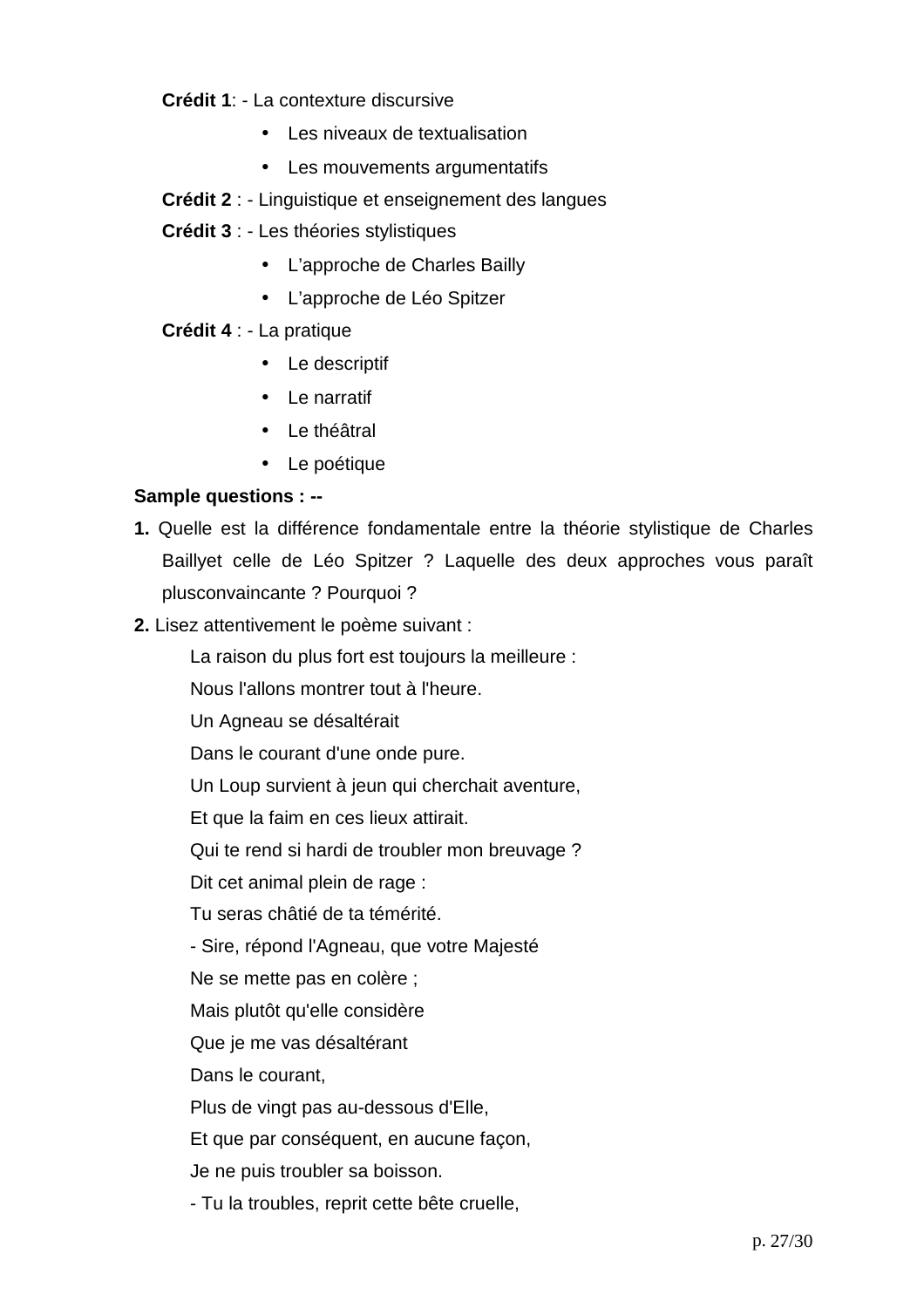**Crédit 1**: - La contexture discursive

- Les niveaux de textualisation
- Les mouvements argumentatifs

**Crédit 2** : - Linguistique et enseignement des langues

**Crédit 3** : - Les théories stylistiques

- L'approche de Charles Bailly
- L'approche de Léo Spitzer

**Crédit 4** : - La pratique

- Le descriptif
- Le narratif
- Le théâtral
- Le poétique

**Sample questions : --**

**1.** Quelle est la différence fondamentale entre la théorie stylistique de Charles Baillyet celle de Léo Spitzer ? Laquelle des deux approches vous paraît plusconvaincante ? Pourquoi ?

**2.** Lisez attentivement le poème suivant :

La raison du plus fort est toujours la meilleure :
Nous l'allons montrer tout à l'heure.
Un Agneau se désaltérait
Dans le courant d'une onde pure.
Un Loup survient à jeun qui cherchait aventure,
Et que la faim en ces lieux attirait.
Qui te rend si hardi de troubler mon breuvage ?
Dit cet animal plein de rage :
Tu seras châtié de ta témérité.
- Sire, répond l'Agneau, que votre Majesté
Ne se mette pas en colère ;
Mais plutôt qu'elle considère
Que je me vas désaltérant
Dans le courant,
Plus de vingt pas au-dessous d'Elle,
Et que par conséquent, en aucune façon,
Je ne puis troubler sa boisson.
- Tu la troubles, reprit cette bête cruelle,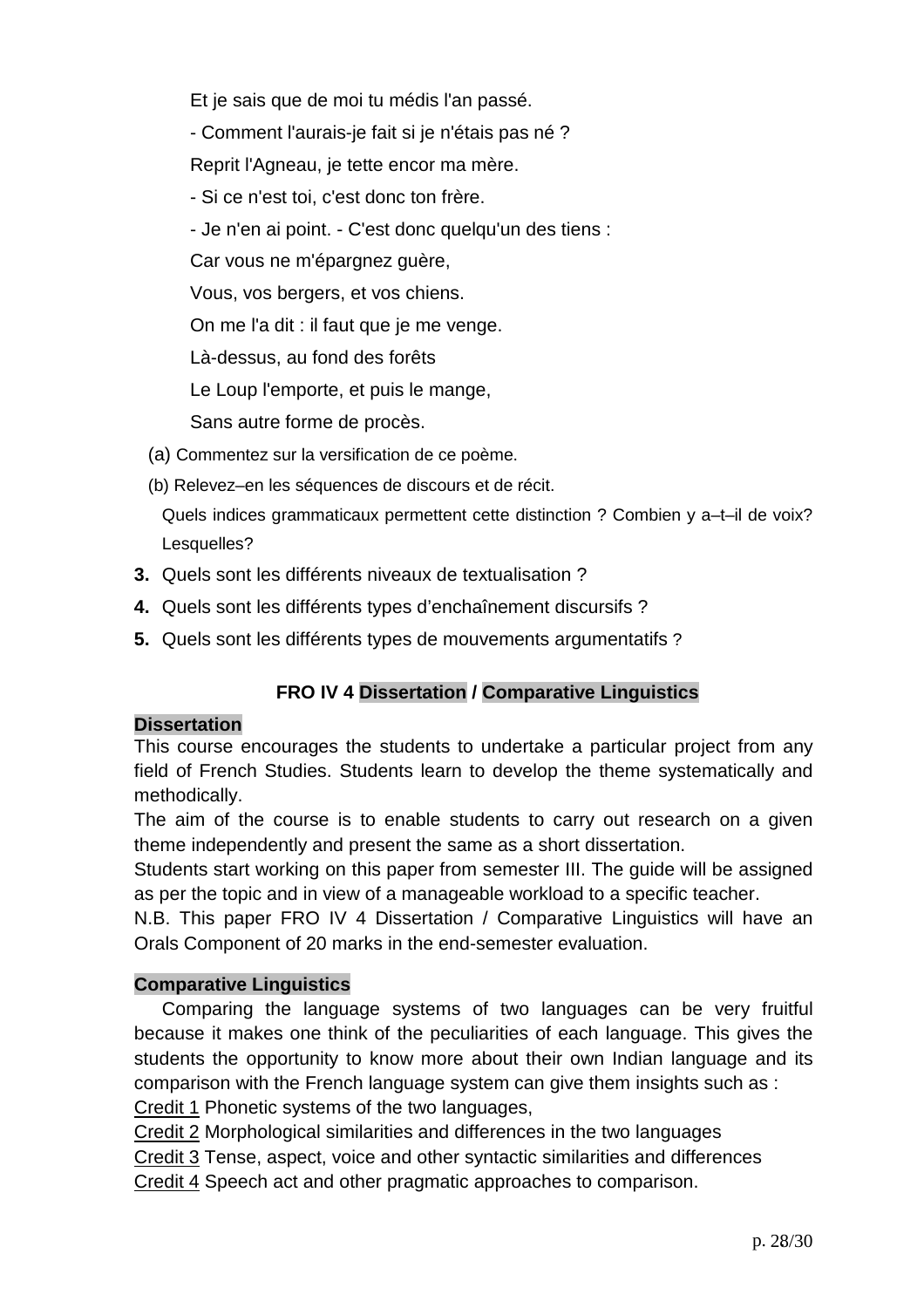Et je sais que de moi tu médis l'an passé.

- Comment l'aurais-je fait si je n'étais pas né ?

Reprit l'Agneau, je tette encor ma mère.

- Si ce n'est toi, c'est donc ton frère.

- Je n'en ai point. - C'est donc quelqu'un des tiens :

Car vous ne m'épargnez guère,

Vous, vos bergers, et vos chiens.

On me l'a dit : il faut que je me venge.

Là-dessus, au fond des forêts

Le Loup l'emporte, et puis le mange,

Sans autre forme de procès.

(a) Commentez sur la versification de ce poème.

(b) Relevez–en les séquences de discours et de récit.

Quels indices grammaticaux permettent cette distinction ? Combien y a–t–il de voix? Lesquelles?

3. Quels sont les différents niveaux de textualisation ?
4. Quels sont les différents types d'enchaînement discursifs ?
5. Quels sont les différents types de mouvements argumentatifs ?

## FRO IV 4 Dissertation / Comparative Linguistics

**Dissertation**

This course encourages the students to undertake a particular project from any field of French Studies. Students learn to develop the theme systematically and methodically.

The aim of the course is to enable students to carry out research on a given theme independently and present the same as a short dissertation.

Students start working on this paper from semester III. The guide will be assigned as per the topic and in view of a manageable workload to a specific teacher.

N.B. This paper FRO IV 4 Dissertation / Comparative Linguistics will have an Orals Component of 20 marks in the end-semester evaluation.

**Comparative Linguistics**

Comparing the language systems of two languages can be very fruitful because it makes one think of the peculiarities of each language. This gives the students the opportunity to know more about their own Indian language and its comparison with the French language system can give them insights such as :

Credit 1 Phonetic systems of the two languages,

Credit 2 Morphological similarities and differences in the two languages

Credit 3 Tense, aspect, voice and other syntactic similarities and differences

Credit 4 Speech act and other pragmatic approaches to comparison.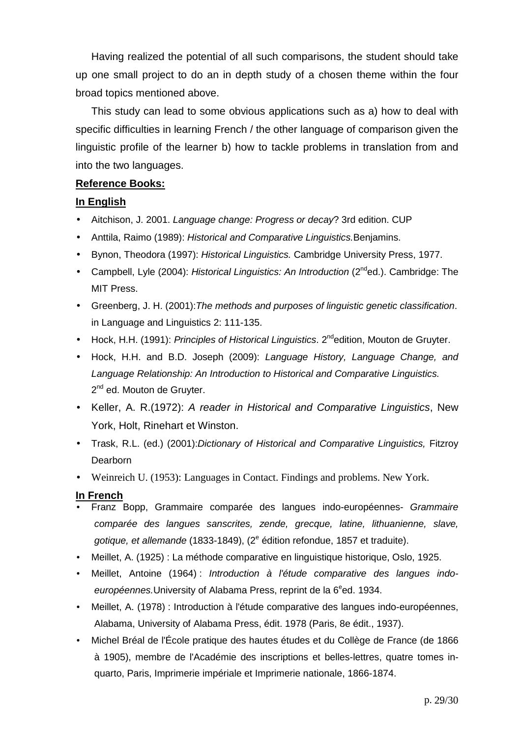Having realized the potential of all such comparisons, the student should take up one small project to do an in depth study of a chosen theme within the four broad topics mentioned above.

This study can lead to some obvious applications such as a) how to deal with specific difficulties in learning French / the other language of comparison given the linguistic profile of the learner b) how to tackle problems in translation from and into the two languages.

**Reference Books:**

**In English**

- Aitchison, J. 2001. *Language change: Progress or decay*? 3rd edition. CUP
- Anttila, Raimo (1989): *Historical and Comparative Linguistics.*Benjamins.
- Bynon, Theodora (1997): *Historical Linguistics.* Cambridge University Press, 1977.
- Campbell, Lyle (2004): *Historical Linguistics: An Introduction* (2ⁿᵈed.). Cambridge: The MIT Press.
- Greenberg, J. H. (2001):*The methods and purposes of linguistic genetic classification*. in Language and Linguistics 2: 111-135.
- Hock, H.H. (1991): *Principles of Historical Linguistics*. 2ⁿᵈedition, Mouton de Gruyter.
- Hock, H.H. and B.D. Joseph (2009): *Language History, Language Change, and Language Relationship: An Introduction to Historical and Comparative Linguistics.* 2ⁿᵈ ed. Mouton de Gruyter.
- Keller, A. R.(1972): *A reader in Historical and Comparative Linguistics*, New York, Holt, Rinehart et Winston.
- Trask, R.L. (ed.) (2001):*Dictionary of Historical and Comparative Linguistics,* Fitzroy Dearborn
- Weinreich U. (1953): Languages in Contact. Findings and problems. New York.

**In French**

- Franz Bopp, Grammaire comparée des langues indo-européennes- *Grammaire comparée des langues sanscrites, zende, grecque, latine, lithuanienne, slave, gotique, et allemande* (1833-1849), (2ᵉ édition refondue, 1857 et traduite).
- Meillet, A. (1925) : La méthode comparative en linguistique historique, Oslo, 1925.
- Meillet, Antoine (1964) : *Introduction à l'étude comparative des langues indo-européennes.*University of Alabama Press, reprint de la 6ᵉed. 1934.
- Meillet, A. (1978) : Introduction à l'étude comparative des langues indo-européennes, Alabama, University of Alabama Press, édit. 1978 (Paris, 8e édit., 1937).
- Michel Bréal de l'École pratique des hautes études et du Collège de France (de 1866 à 1905), membre de l'Académie des inscriptions et belles-lettres, quatre tomes in-quarto, Paris, Imprimerie impériale et Imprimerie nationale, 1866-1874.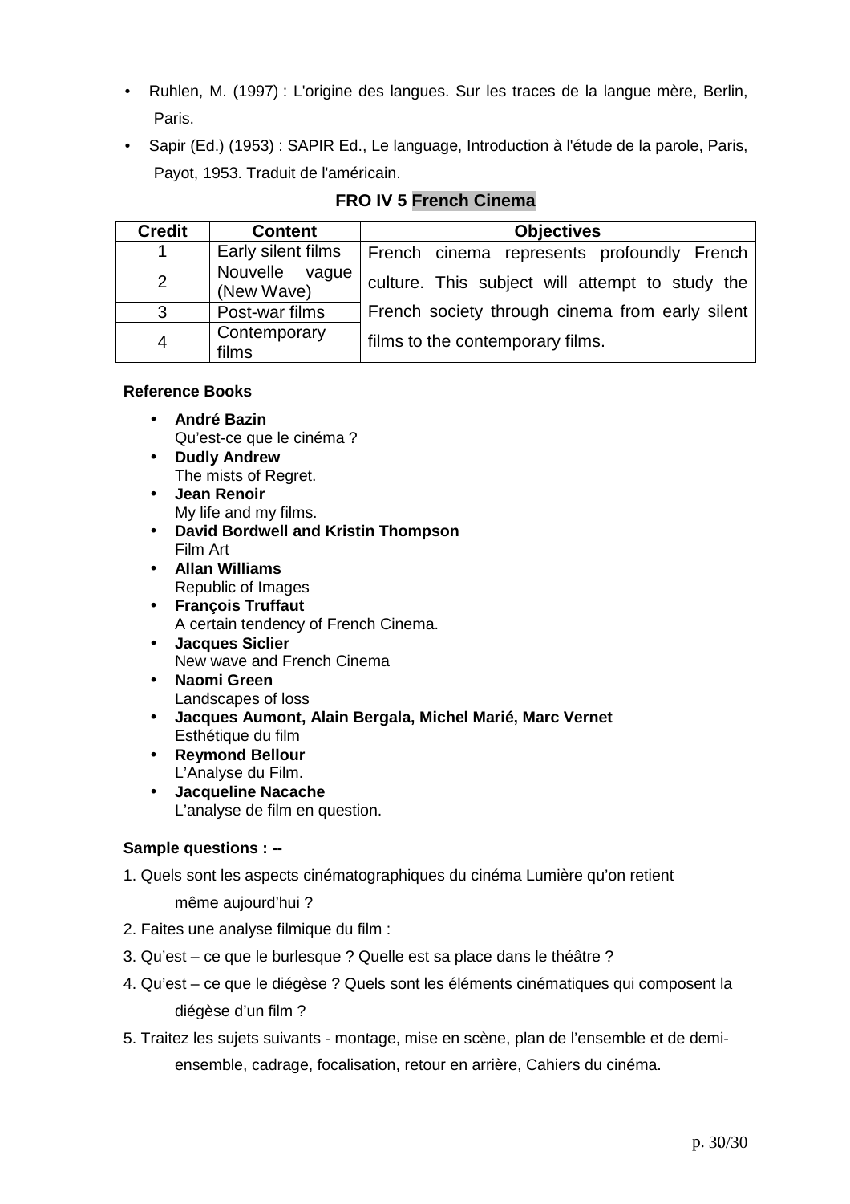- Ruhlen, M. (1997) : L'origine des langues. Sur les traces de la langue mère, Berlin, Paris.
- Sapir (Ed.) (1953) : SAPIR Ed., Le language, Introduction à l'étude de la parole, Paris, Payot, 1953. Traduit de l'américain.

### FRO IV 5 French Cinema

| Credit | Content | Objectives |
|---|---|---|
| 1 | Early silent films | French cinema represents profoundly French culture. This subject will attempt to study the French society through cinema from early silent films to the contemporary films. |
| 2 | Nouvelle vague (New Wave) | |
| 3 | Post-war films | |
| 4 | Contemporary films | |

**Reference Books**

- **André Bazin**
  Qu'est-ce que le cinéma ?
- **Dudly Andrew**
  The mists of Regret.
- **Jean Renoir**
  My life and my films.
- **David Bordwell and Kristin Thompson**
  Film Art
- **Allan Williams**
  Republic of Images
- **François Truffaut**
  A certain tendency of French Cinema.
- **Jacques Siclier**
  New wave and French Cinema
- **Naomi Green**
  Landscapes of loss
- **Jacques Aumont, Alain Bergala, Michel Marié, Marc Vernet**
  Esthétique du film
- **Reymond Bellour**
  L'Analyse du Film.
- **Jacqueline Nacache**
  L'analyse de film en question.

**Sample questions : --**

1. Quels sont les aspects cinématographiques du cinéma Lumière qu'on retient même aujourd'hui ?
2. Faites une analyse filmique du film :
3. Qu'est – ce que le burlesque ? Quelle est sa place dans le théâtre ?
4. Qu'est – ce que le diégèse ? Quels sont les éléments cinématiques qui composent la diégèse d'un film ?
5. Traitez les sujets suivants - montage, mise en scène, plan de l'ensemble et de demi-ensemble, cadrage, focalisation, retour en arrière, Cahiers du cinéma.